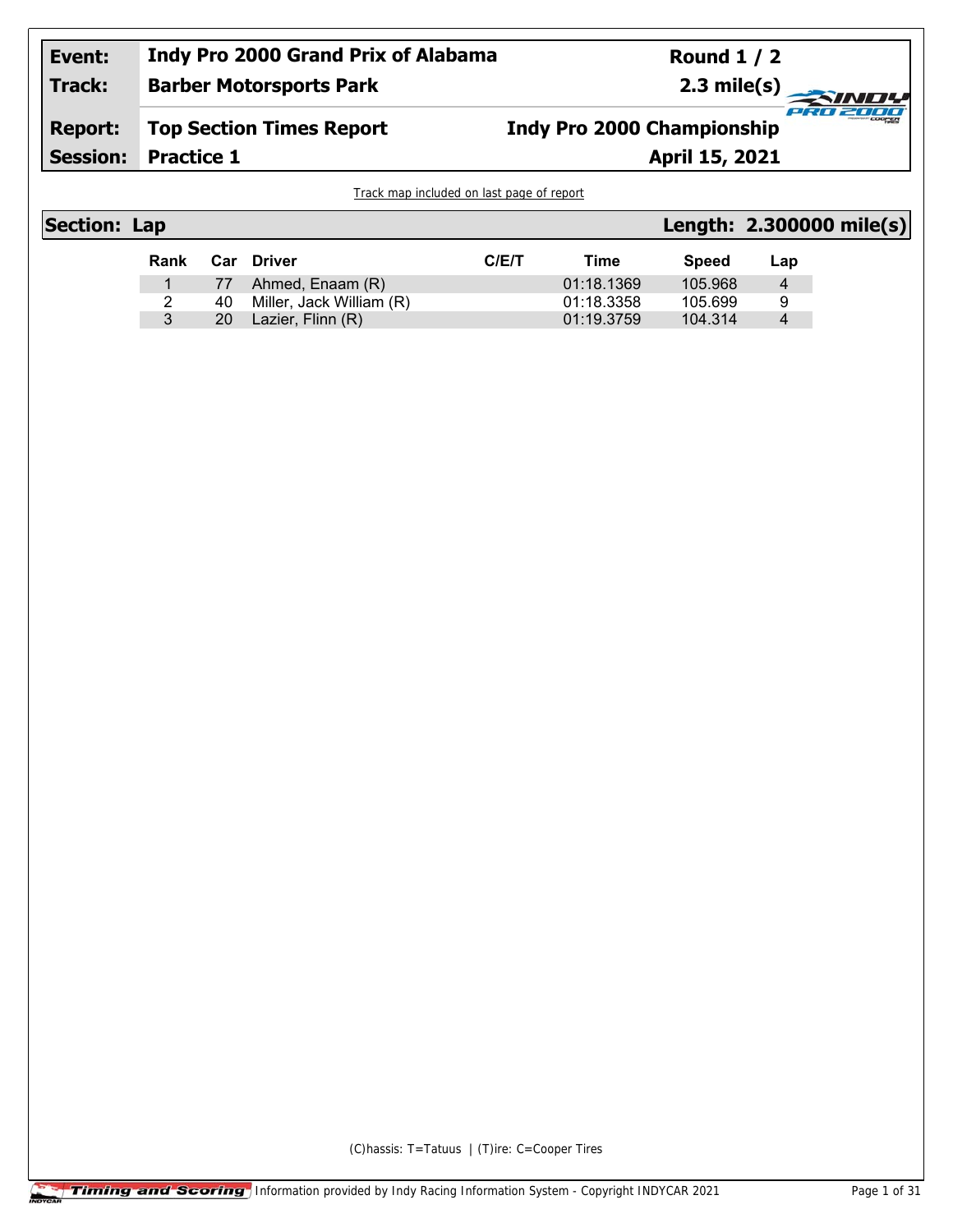| Event: | Indy Pro 2000 Grand Prix of Alabama | Round 1 / 2 |
|---|---|---|
| Track: | Barber Motorsports Park | 2.3 mile(s) |
| Report: | Top Section Times Report | Indy Pro 2000 Championship |
| Session: | Practice 1 | April 15, 2021 |

Track map included on last page of report

## Section: Lap — Length: 2.300000 mile(s)

| Rank | Car | Driver | C/E/T | Time | Speed | Lap |
|---|---|---|---|---|---|---|
| 1 | 77 | Ahmed, Enaam (R) | | 01:18.1369 | 105.968 | 4 |
| 2 | 40 | Miller, Jack William (R) | | 01:18.3358 | 105.699 | 9 |
| 3 | 20 | Lazier, Flinn (R) | | 01:19.3759 | 104.314 | 4 |

(C)hassis: T=Tatuus | (T)ire: C=Cooper Tires

Information provided by Indy Racing Information System - Copyright INDYCAR 2021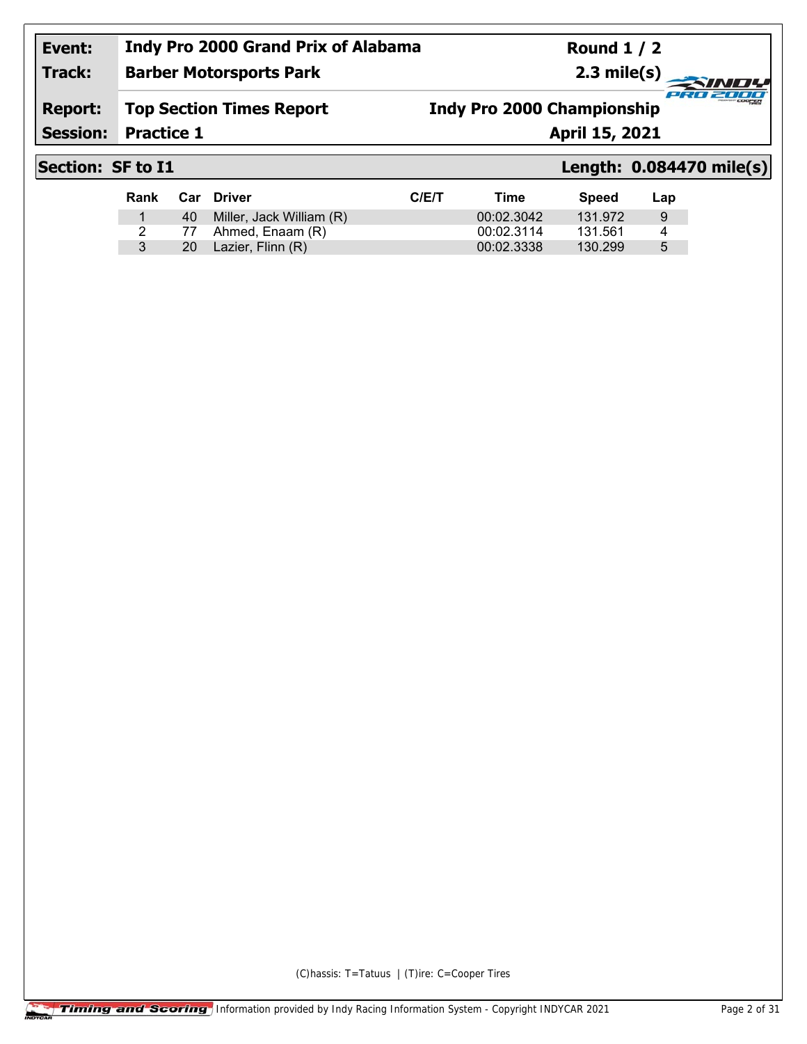| Event: | Indy Pro 2000 Grand Prix of Alabama | Round 1 / 2 |
|---|---|---|
| Track: | Barber Motorsports Park | 2.3 mile(s) |
| Report: | Top Section Times Report | Indy Pro 2000 Championship |
| Session: | Practice 1 | April 15, 2021 |

## Section: SF to I1 — Length: 0.084470 mile(s)

| Rank | Car | Driver | C/E/T | Time | Speed | Lap |
|---|---|---|---|---|---|---|
| 1 | 40 | Miller, Jack William (R) | | 00:02.3042 | 131.972 | 9 |
| 2 | 77 | Ahmed, Enaam (R) | | 00:02.3114 | 131.561 | 4 |
| 3 | 20 | Lazier, Flinn (R) | | 00:02.3338 | 130.299 | 5 |

(C)hassis: T=Tatuus | (T)ire: C=Cooper Tires

Information provided by Indy Racing Information System - Copyright INDYCAR 2021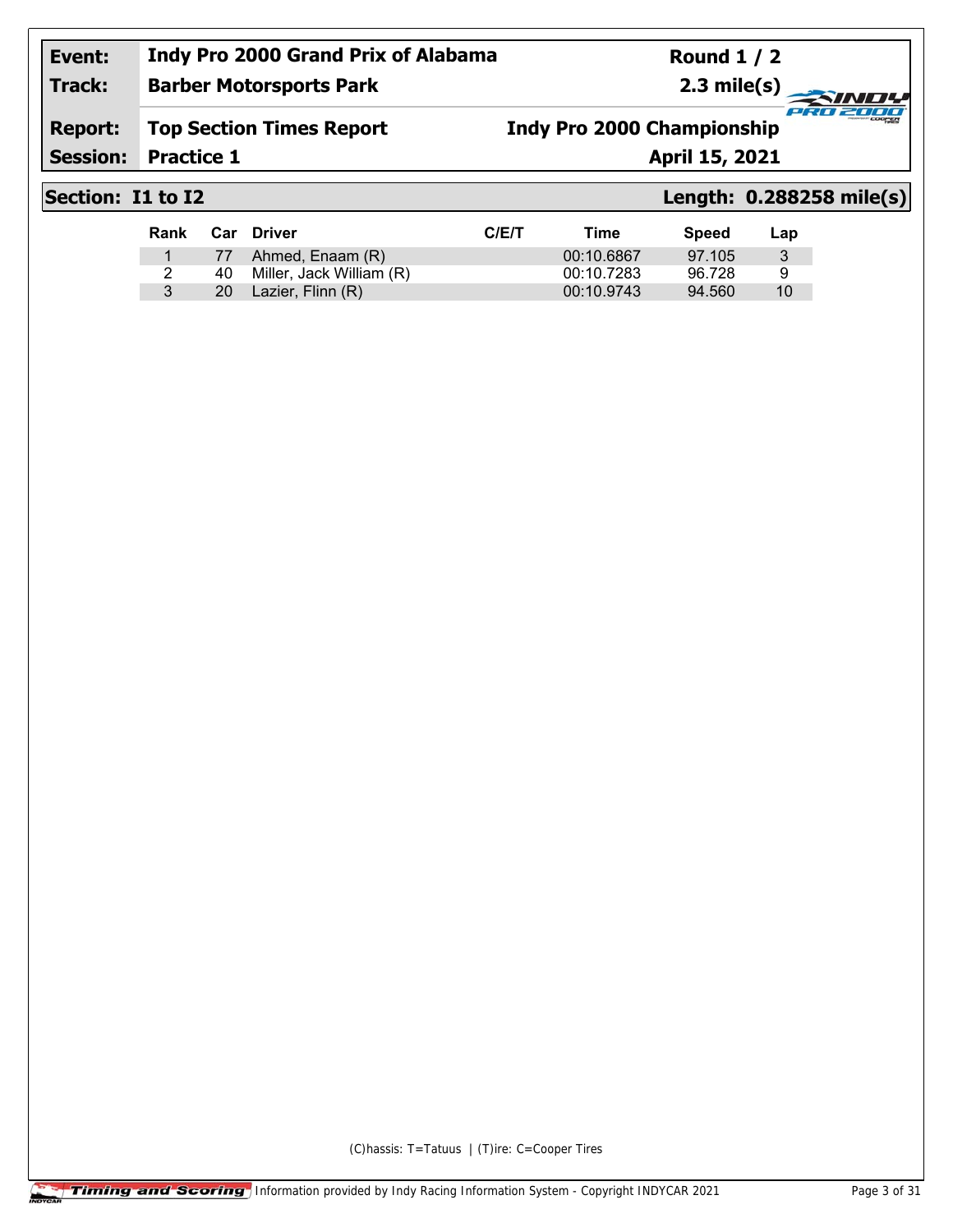| Event: | Indy Pro 2000 Grand Prix of Alabama | Round 1 / 2 |
|---|---|---|
| Track: | Barber Motorsports Park | 2.3 mile(s) |
| Report: | Top Section Times Report | Indy Pro 2000 Championship |
| Session: | Practice 1 | April 15, 2021 |

## Section: I1 to I2 — Length: 0.288258 mile(s)

| Rank | Car | Driver | C/E/T | Time | Speed | Lap |
|---|---|---|---|---|---|---|
| 1 | 77 | Ahmed, Enaam (R) | | 00:10.6867 | 97.105 | 3 |
| 2 | 40 | Miller, Jack William (R) | | 00:10.7283 | 96.728 | 9 |
| 3 | 20 | Lazier, Flinn (R) | | 00:10.9743 | 94.560 | 10 |

(C)hassis: T=Tatuus | (T)ire: C=Cooper Tires

Information provided by Indy Racing Information System - Copyright INDYCAR 2021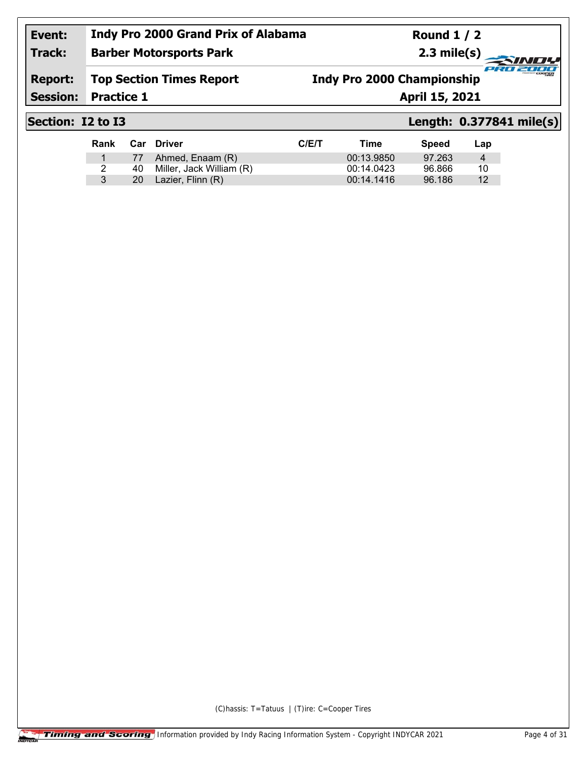| Event: | Indy Pro 2000 Grand Prix of Alabama | Round 1 / 2 |
|---|---|---|
| Track: | Barber Motorsports Park | 2.3 mile(s) |
| Report: | Top Section Times Report | Indy Pro 2000 Championship |
| Session: | Practice 1 | April 15, 2021 |

## Section: I2 to I3 — Length: 0.377841 mile(s)

| Rank | Car | Driver | C/E/T | Time | Speed | Lap |
|---|---|---|---|---|---|---|
| 1 | 77 | Ahmed, Enaam (R) | | 00:13.9850 | 97.263 | 4 |
| 2 | 40 | Miller, Jack William (R) | | 00:14.0423 | 96.866 | 10 |
| 3 | 20 | Lazier, Flinn (R) | | 00:14.1416 | 96.186 | 12 |

(C)hassis: T=Tatuus | (T)ire: C=Cooper Tires

Information provided by Indy Racing Information System - Copyright INDYCAR 2021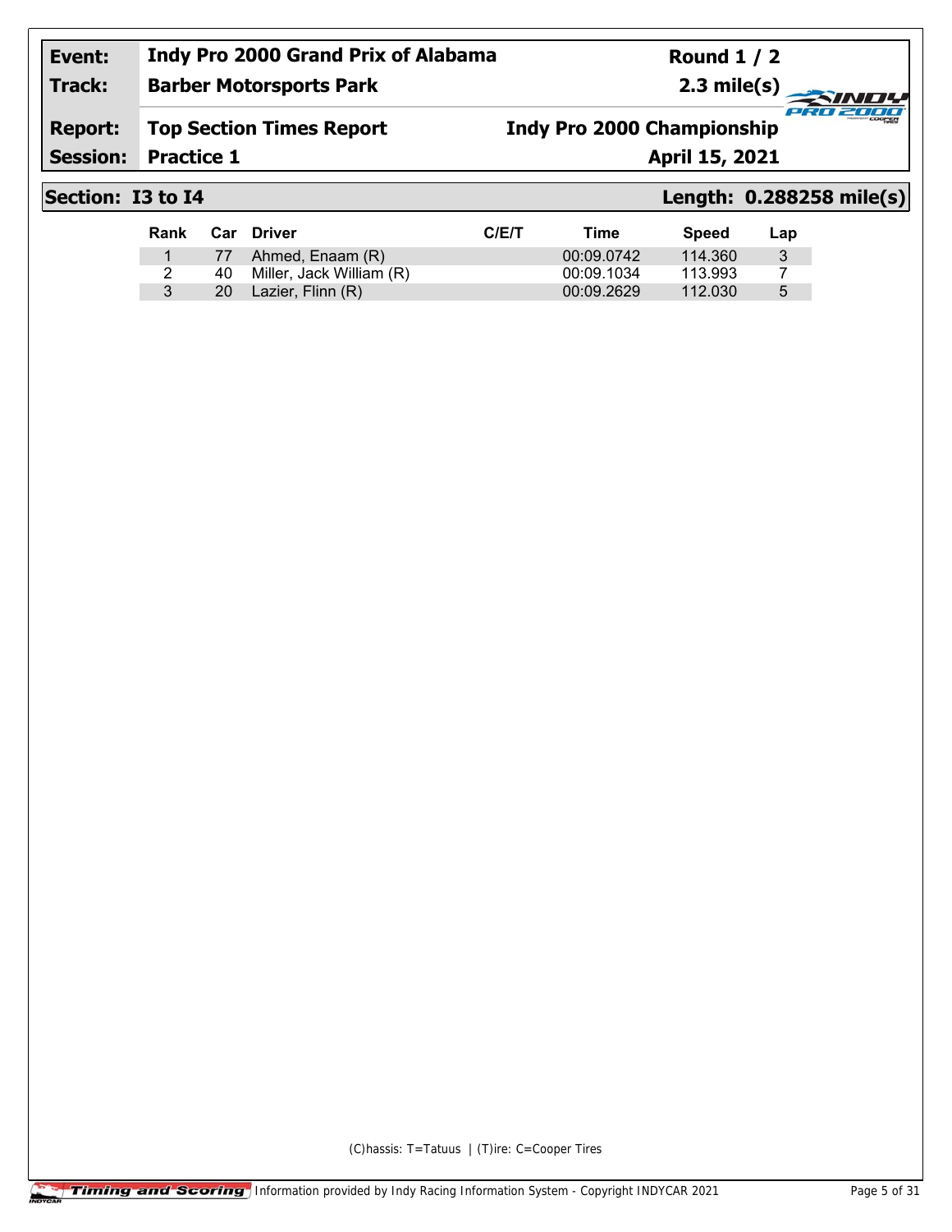| Event: | Indy Pro 2000 Grand Prix of Alabama | Round 1 / 2 |
|---|---|---|
| Track: | Barber Motorsports Park | 2.3 mile(s) |
| Report: | Top Section Times Report | Indy Pro 2000 Championship |
| Session: | Practice 1 | April 15, 2021 |

## Section: I3 to I4 — Length: 0.288258 mile(s)

| Rank | Car | Driver | C/E/T | Time | Speed | Lap |
|---|---|---|---|---|---|---|
| 1 | 77 | Ahmed, Enaam (R) | | 00:09.0742 | 114.360 | 3 |
| 2 | 40 | Miller, Jack William (R) | | 00:09.1034 | 113.993 | 7 |
| 3 | 20 | Lazier, Flinn (R) | | 00:09.2629 | 112.030 | 5 |

(C)hassis: T=Tatuus | (T)ire: C=Cooper Tires

Information provided by Indy Racing Information System - Copyright INDYCAR 2021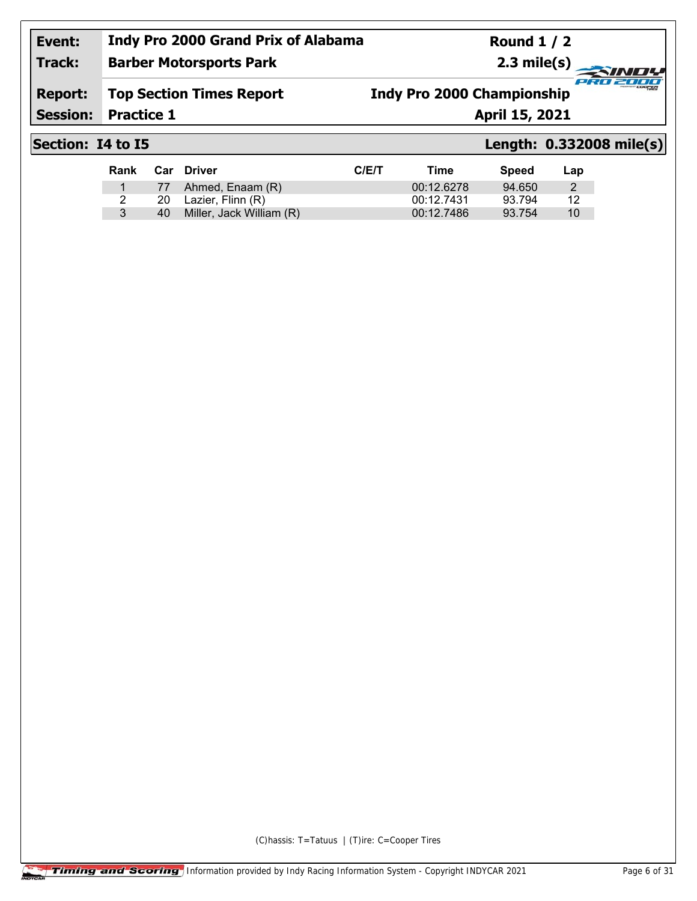**Event:** Indy Pro 2000 Grand Prix of Alabama

**Track:** Barber Motorsports Park

**Round 1 / 2**

**2.3 mile(s)**

**Report:** Top Section Times Report

**Indy Pro 2000 Championship**

**Session:** Practice 1

**April 15, 2021**

## Section: I4 to I5

**Length: 0.332008 mile(s)**

| Rank | Car | Driver | C/E/T | Time | Speed | Lap |
|---|---|---|---|---|---|---|
| 1 | 77 | Ahmed, Enaam (R) | | 00:12.6278 | 94.650 | 2 |
| 2 | 20 | Lazier, Flinn (R) | | 00:12.7431 | 93.794 | 12 |
| 3 | 40 | Miller, Jack William (R) | | 00:12.7486 | 93.754 | 10 |

(C)hassis: T=Tatuus | (T)ire: C=Cooper Tires

Timing and Scoring Information provided by Indy Racing Information System - Copyright INDYCAR 2021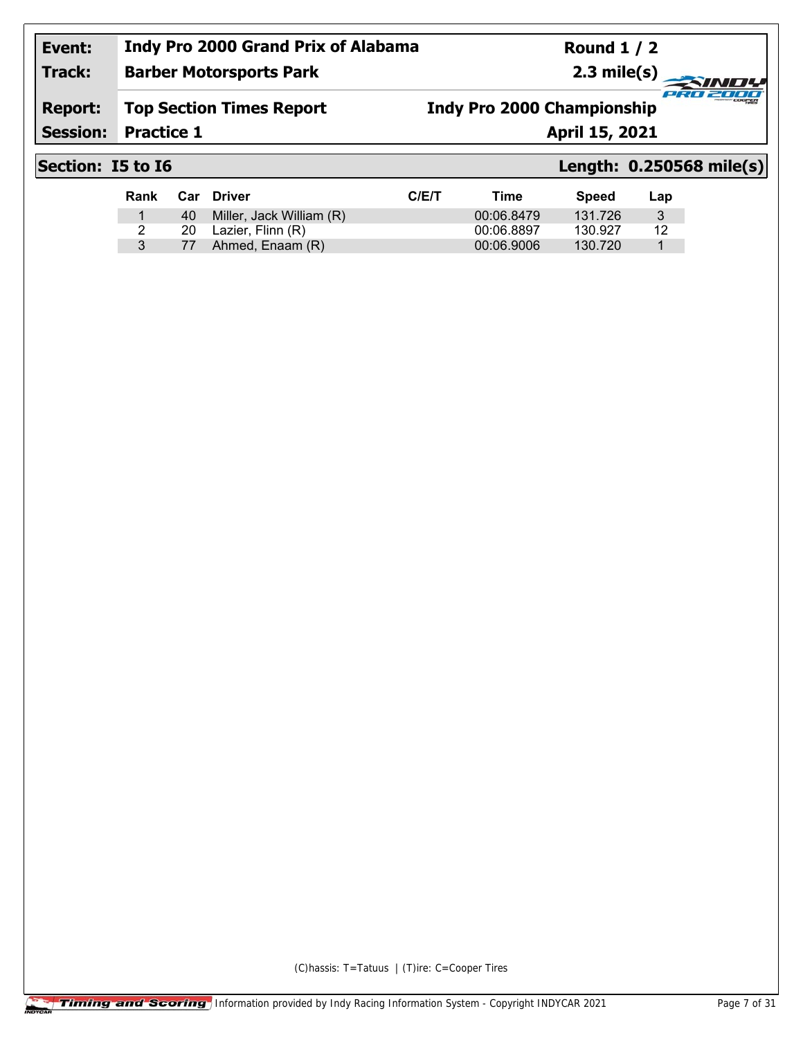| | | | |
|---|---|---|---|
| **Event:** | **Indy Pro 2000 Grand Prix of Alabama** | **Round 1 / 2** | |
| **Track:** | **Barber Motorsports Park** | **2.3 mile(s)** | |
| **Report:** | **Top Section Times Report** | **Indy Pro 2000 Championship** | |
| **Session:** | **Practice 1** | **April 15, 2021** | |

## Section: I5 to I6 — Length: 0.250568 mile(s)

| Rank | Car | Driver | C/E/T | Time | Speed | Lap |
|---|---|---|---|---|---|---|
| 1 | 40 | Miller, Jack William (R) | | 00:06.8479 | 131.726 | 3 |
| 2 | 20 | Lazier, Flinn (R) | | 00:06.8897 | 130.927 | 12 |
| 3 | 77 | Ahmed, Enaam (R) | | 00:06.9006 | 130.720 | 1 |

(C)hassis: T=Tatuus | (T)ire: C=Cooper Tires

Timing and Scoring Information provided by Indy Racing Information System - Copyright INDYCAR 2021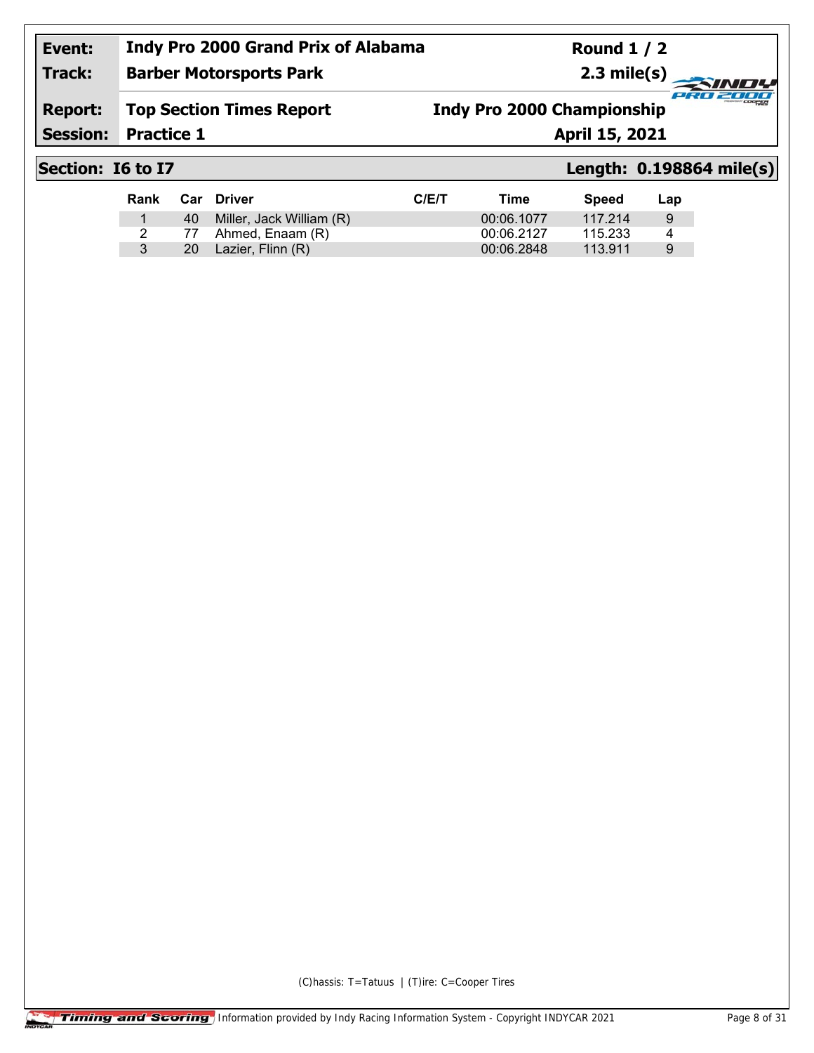| Event: | Indy Pro 2000 Grand Prix of Alabama | Round 1 / 2 |
|---|---|---|
| Track: | Barber Motorsports Park | 2.3 mile(s) |
| Report: | Top Section Times Report | Indy Pro 2000 Championship |
| Session: | Practice 1 | April 15, 2021 |

## Section: I6 to I7 — Length: 0.198864 mile(s)

| Rank | Car | Driver | C/E/T | Time | Speed | Lap |
|---|---|---|---|---|---|---|
| 1 | 40 | Miller, Jack William (R) | | 00:06.1077 | 117.214 | 9 |
| 2 | 77 | Ahmed, Enaam (R) | | 00:06.2127 | 115.233 | 4 |
| 3 | 20 | Lazier, Flinn (R) | | 00:06.2848 | 113.911 | 9 |

(C)hassis: T=Tatuus | (T)ire: C=Cooper Tires

Timing and Scoring | Information provided by Indy Racing Information System - Copyright INDYCAR 2021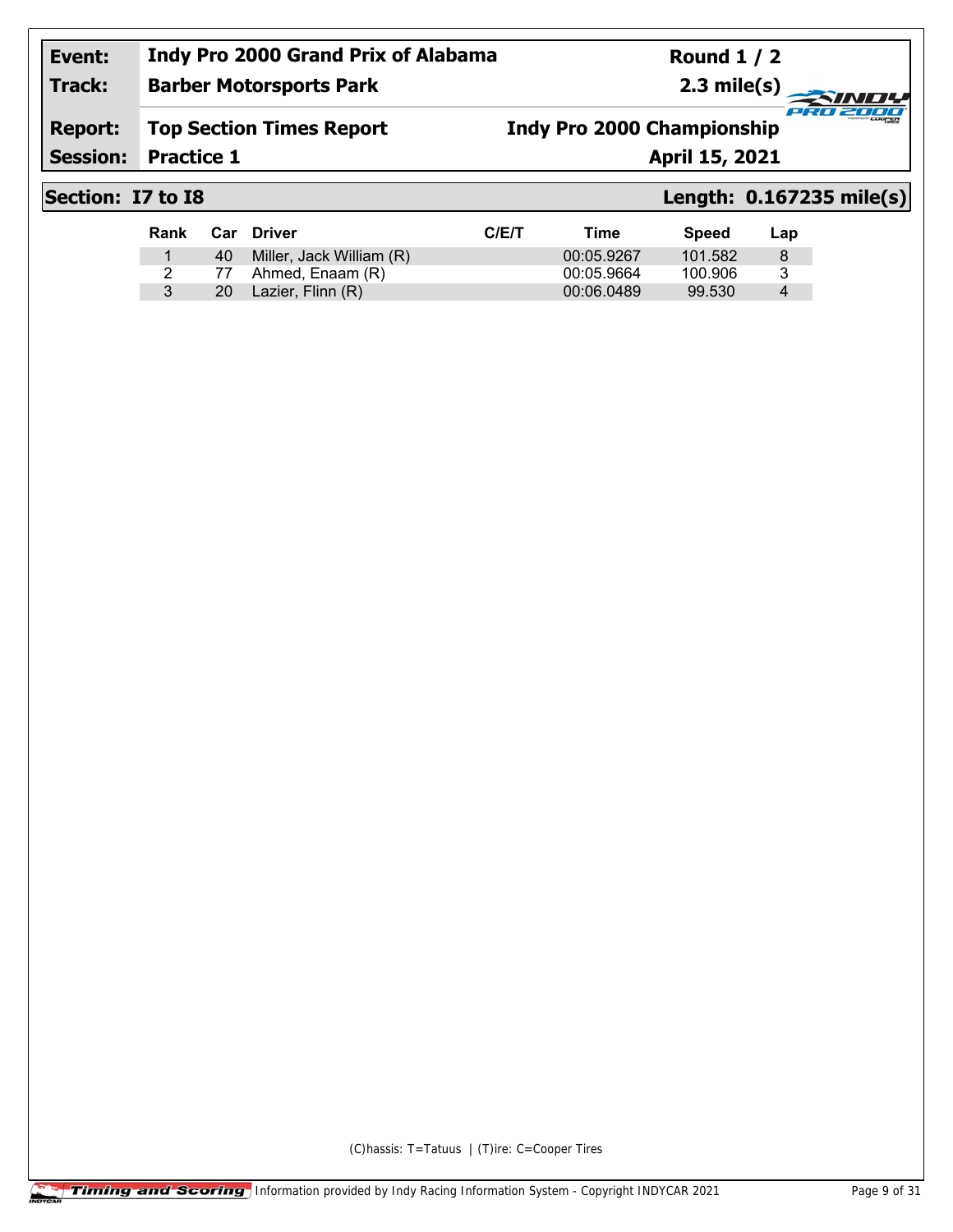| Event: | Indy Pro 2000 Grand Prix of Alabama | Round 1 / 2 |
|---|---|---|
| Track: | Barber Motorsports Park | 2.3 mile(s) |
| Report: | Top Section Times Report | Indy Pro 2000 Championship |
| Session: | Practice 1 | April 15, 2021 |

## Section: I7 to I8 — Length: 0.167235 mile(s)

| Rank | Car | Driver | C/E/T | Time | Speed | Lap |
|---|---|---|---|---|---|---|
| 1 | 40 | Miller, Jack William (R) | | 00:05.9267 | 101.582 | 8 |
| 2 | 77 | Ahmed, Enaam (R) | | 00:05.9664 | 100.906 | 3 |
| 3 | 20 | Lazier, Flinn (R) | | 00:06.0489 | 99.530 | 4 |

(C)hassis: T=Tatuus | (T)ire: C=Cooper Tires

Timing and Scoring | Information provided by Indy Racing Information System - Copyright INDYCAR 2021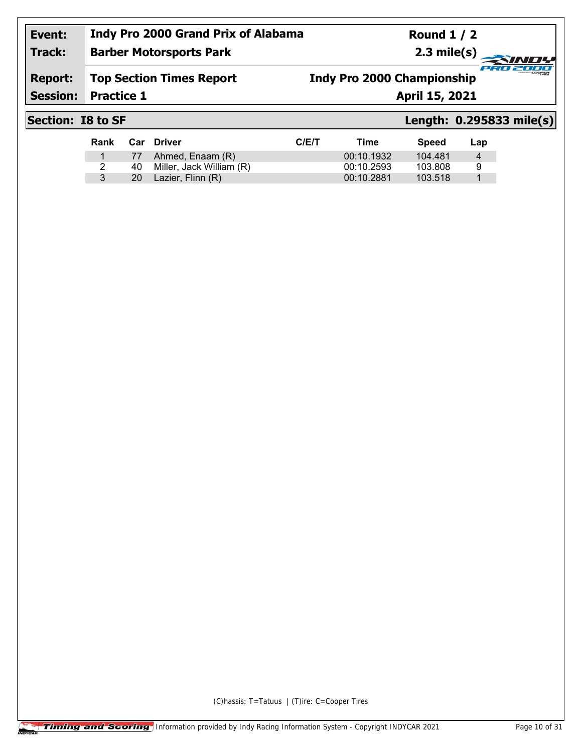| Event: | Indy Pro 2000 Grand Prix of Alabama | Round 1 / 2 |
|---|---|---|
| Track: | Barber Motorsports Park | 2.3 mile(s) |
| Report: | Top Section Times Report | Indy Pro 2000 Championship |
| Session: | Practice 1 | April 15, 2021 |

## Section: I8 to SF — Length: 0.295833 mile(s)

| Rank | Car | Driver | C/E/T | Time | Speed | Lap |
|---|---|---|---|---|---|---|
| 1 | 77 | Ahmed, Enaam (R) | | 00:10.1932 | 104.481 | 4 |
| 2 | 40 | Miller, Jack William (R) | | 00:10.2593 | 103.808 | 9 |
| 3 | 20 | Lazier, Flinn (R) | | 00:10.2881 | 103.518 | 1 |

(C)hassis: T=Tatuus | (T)ire: C=Cooper Tires

Information provided by Indy Racing Information System - Copyright INDYCAR 2021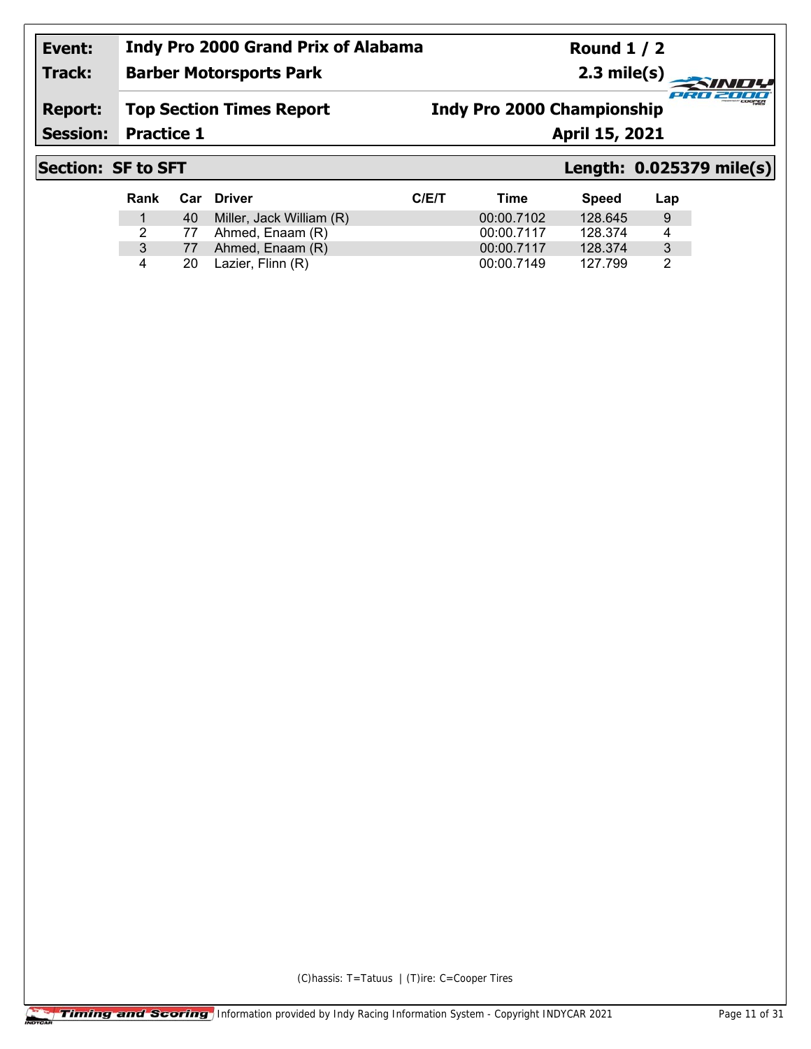| Event: | Indy Pro 2000 Grand Prix of Alabama | Round 1 / 2 |
|---|---|---|
| Track: | Barber Motorsports Park | 2.3 mile(s) |
| Report: | Top Section Times Report | Indy Pro 2000 Championship |
| Session: | Practice 1 | April 15, 2021 |

## Section: SF to SFT — Length: 0.025379 mile(s)

| Rank | Car | Driver | C/E/T | Time | Speed | Lap |
|---|---|---|---|---|---|---|
| 1 | 40 | Miller, Jack William (R) | | 00:00.7102 | 128.645 | 9 |
| 2 | 77 | Ahmed, Enaam (R) | | 00:00.7117 | 128.374 | 4 |
| 3 | 77 | Ahmed, Enaam (R) | | 00:00.7117 | 128.374 | 3 |
| 4 | 20 | Lazier, Flinn (R) | | 00:00.7149 | 127.799 | 2 |

(C)hassis: T=Tatuus | (T)ire: C=Cooper Tires

Timing and Scoring | Information provided by Indy Racing Information System - Copyright INDYCAR 2021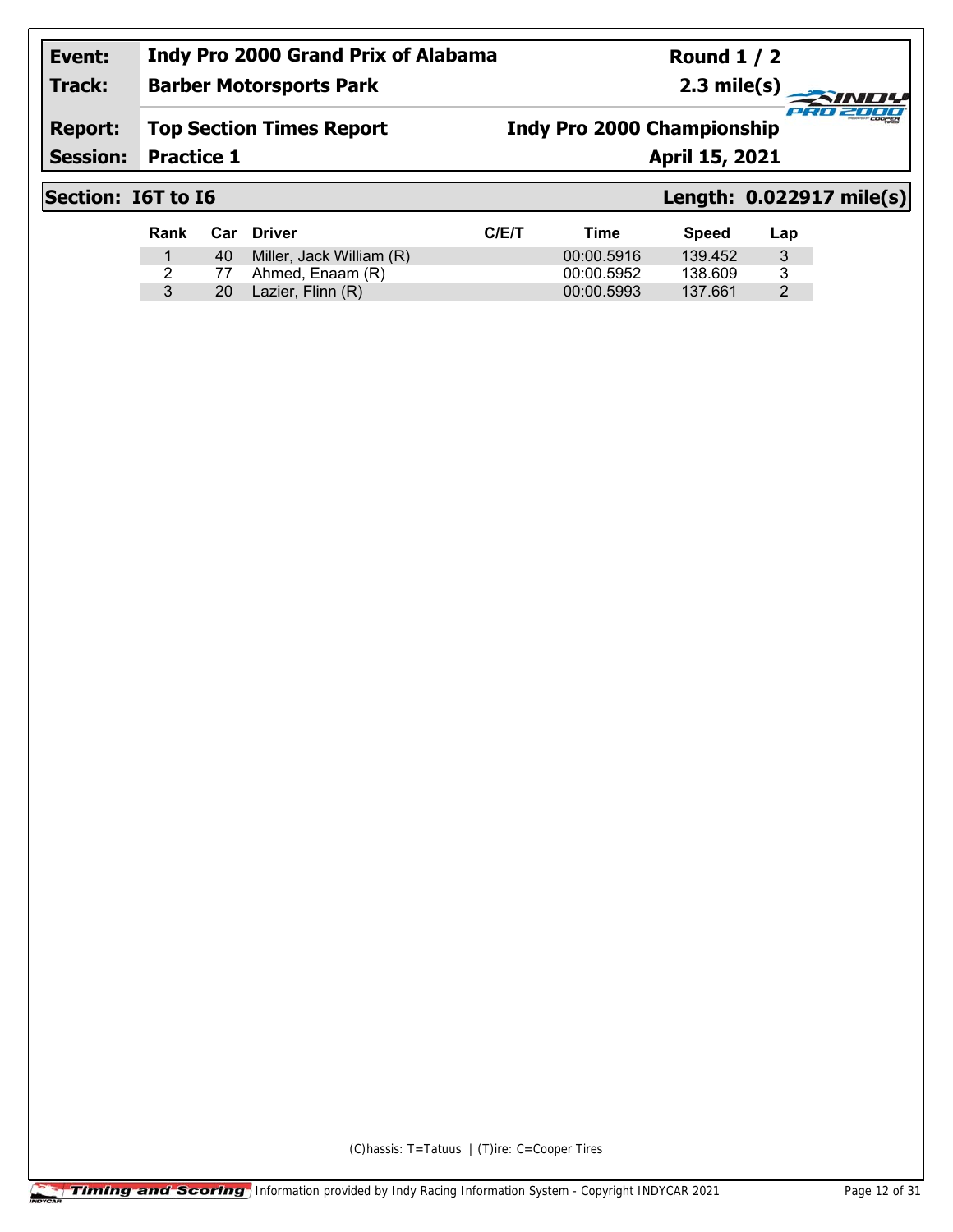| Event: | Indy Pro 2000 Grand Prix of Alabama | Round 1 / 2 |
|---|---|---|
| Track: | Barber Motorsports Park | 2.3 mile(s) |
| Report: | Top Section Times Report | Indy Pro 2000 Championship |
| Session: | Practice 1 | April 15, 2021 |

## Section: I6T to I6 — Length: 0.022917 mile(s)

| Rank | Car | Driver | C/E/T | Time | Speed | Lap |
|---|---|---|---|---|---|---|
| 1 | 40 | Miller, Jack William (R) | | 00:00.5916 | 139.452 | 3 |
| 2 | 77 | Ahmed, Enaam (R) | | 00:00.5952 | 138.609 | 3 |
| 3 | 20 | Lazier, Flinn (R) | | 00:00.5993 | 137.661 | 2 |

(C)hassis: T=Tatuus | (T)ire: C=Cooper Tires

Information provided by Indy Racing Information System - Copyright INDYCAR 2021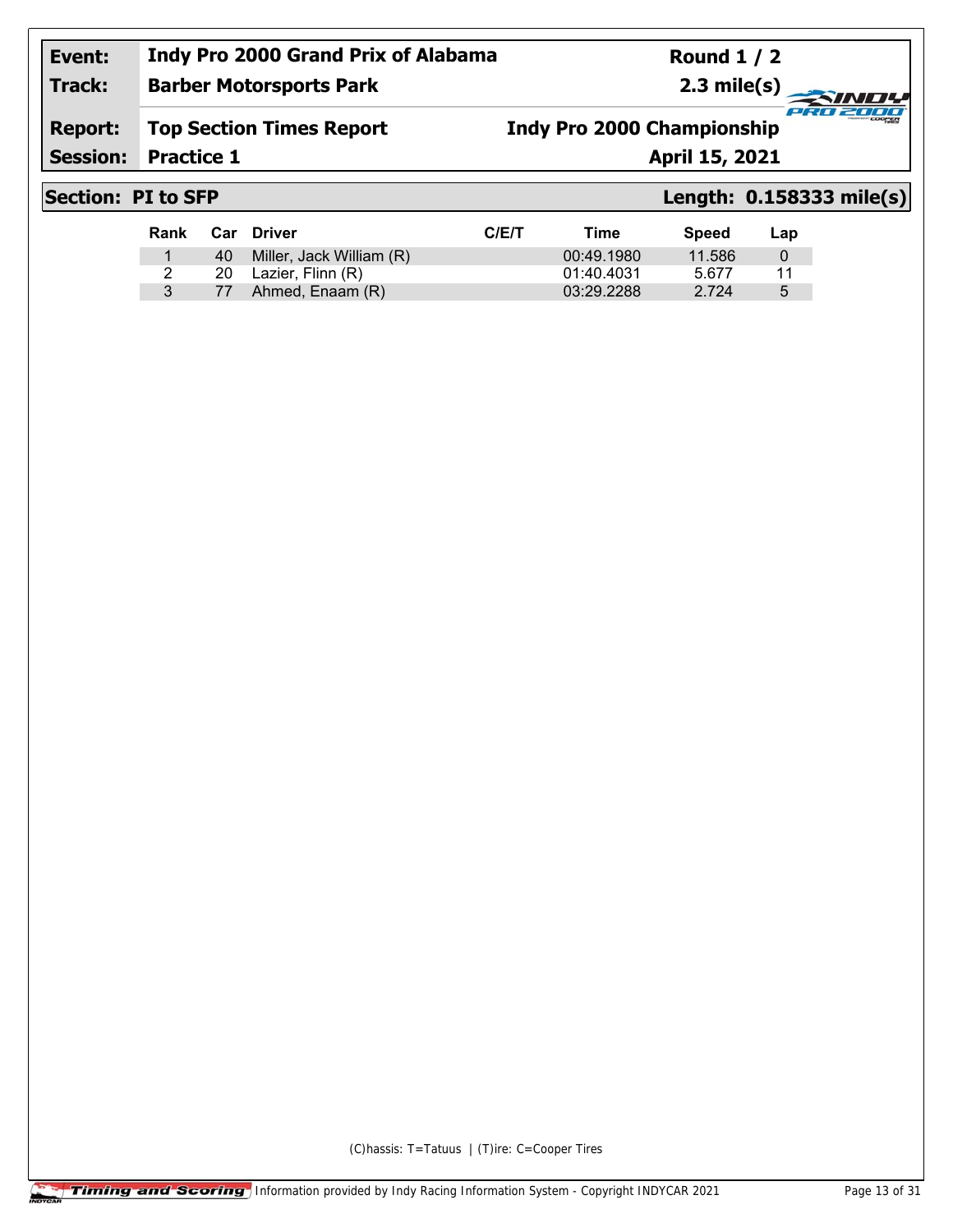| Event: | Indy Pro 2000 Grand Prix of Alabama | Round 1 / 2 |
| --- | --- | --- |
| Track: | Barber Motorsports Park | 2.3 mile(s) |
| Report: | Top Section Times Report | Indy Pro 2000 Championship |
| Session: | Practice 1 | April 15, 2021 |

## Section: PI to SFP — Length: 0.158333 mile(s)

| Rank | Car | Driver | C/E/T | Time | Speed | Lap |
| --- | --- | --- | --- | --- | --- | --- |
| 1 | 40 | Miller, Jack William (R) | | 00:49.1980 | 11.586 | 0 |
| 2 | 20 | Lazier, Flinn (R) | | 01:40.4031 | 5.677 | 11 |
| 3 | 77 | Ahmed, Enaam (R) | | 03:29.2288 | 2.724 | 5 |

(C)hassis: T=Tatuus | (T)ire: C=Cooper Tires

Timing and Scoring Information provided by Indy Racing Information System - Copyright INDYCAR 2021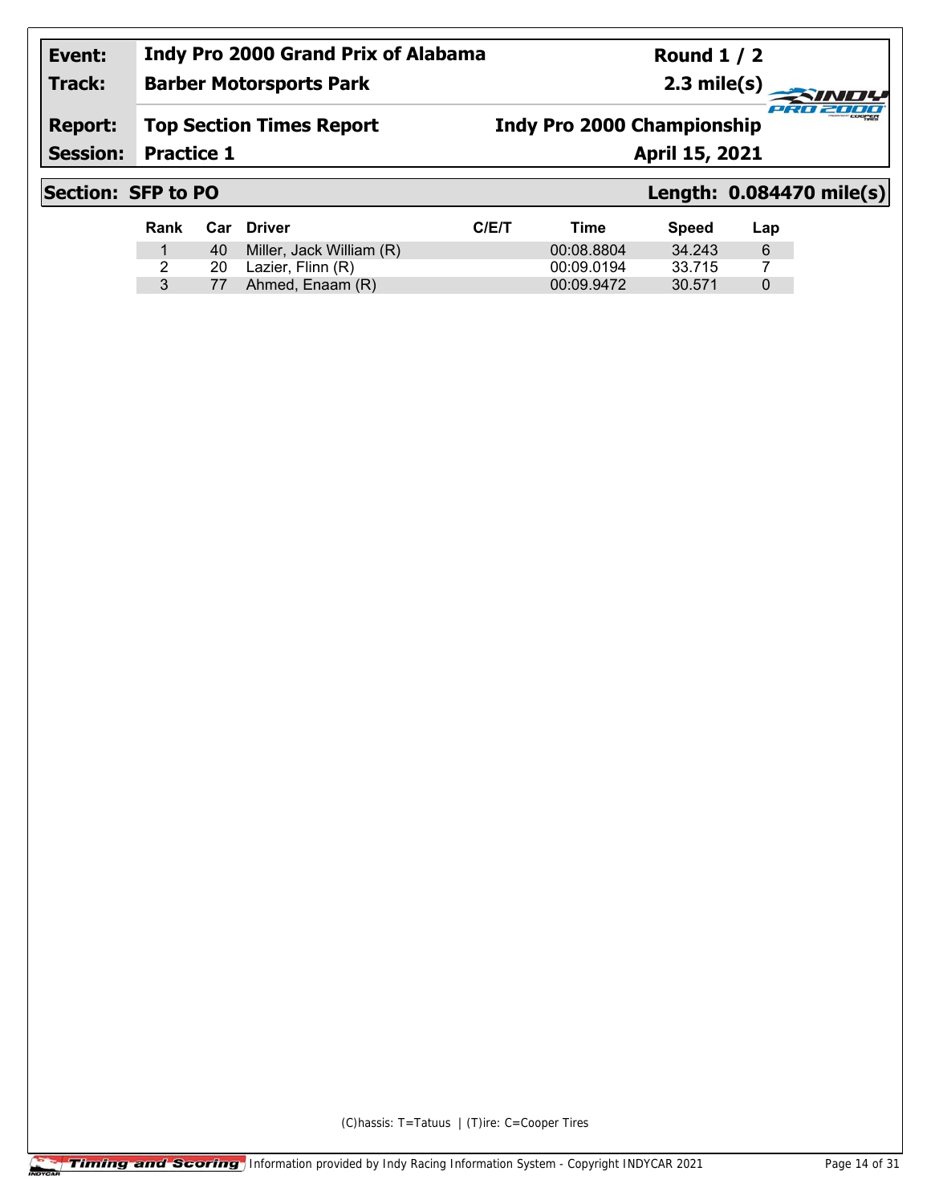| Event: | Indy Pro 2000 Grand Prix of Alabama | Round 1 / 2 |
|---|---|---|
| Track: | Barber Motorsports Park | 2.3 mile(s) |
| Report: | Top Section Times Report | Indy Pro 2000 Championship |
| Session: | Practice 1 | April 15, 2021 |

## Section: SFP to PO — Length: 0.084470 mile(s)

| Rank | Car | Driver | C/E/T | Time | Speed | Lap |
|---|---|---|---|---|---|---|
| 1 | 40 | Miller, Jack William (R) | | 00:08.8804 | 34.243 | 6 |
| 2 | 20 | Lazier, Flinn (R) | | 00:09.0194 | 33.715 | 7 |
| 3 | 77 | Ahmed, Enaam (R) | | 00:09.9472 | 30.571 | 0 |

(C)hassis: T=Tatuus | (T)ire: C=Cooper Tires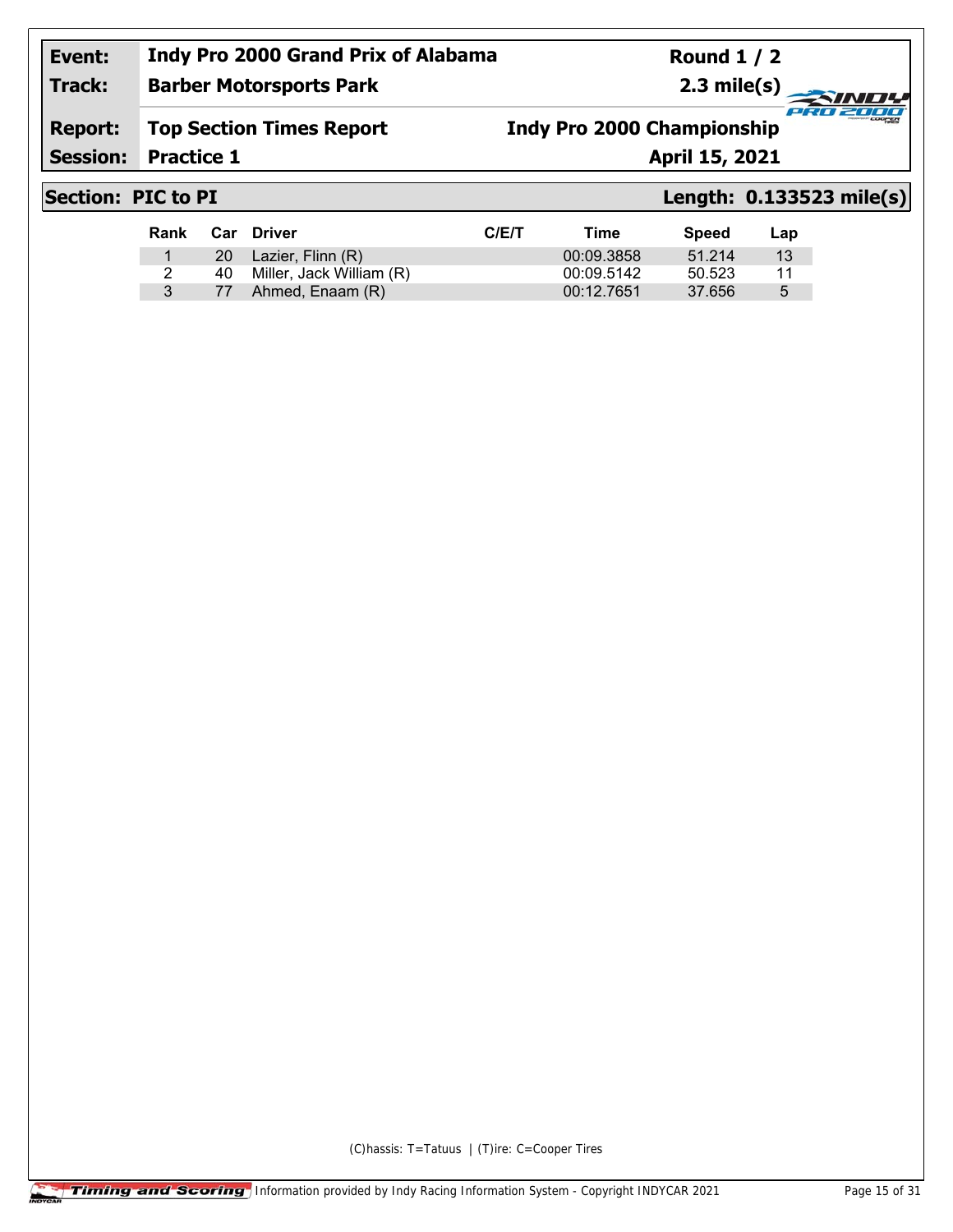| Event: | Indy Pro 2000 Grand Prix of Alabama | Round 1 / 2 |
|---|---|---|
| Track: | Barber Motorsports Park | 2.3 mile(s) |
| Report: | Top Section Times Report | Indy Pro 2000 Championship |
| Session: | Practice 1 | April 15, 2021 |

## Section: PIC to PI — Length: 0.133523 mile(s)

| Rank | Car | Driver | C/E/T | Time | Speed | Lap |
|---|---|---|---|---|---|---|
| 1 | 20 | Lazier, Flinn (R) | | 00:09.3858 | 51.214 | 13 |
| 2 | 40 | Miller, Jack William (R) | | 00:09.5142 | 50.523 | 11 |
| 3 | 77 | Ahmed, Enaam (R) | | 00:12.7651 | 37.656 | 5 |

(C)hassis: T=Tatuus | (T)ire: C=Cooper Tires

Timing and Scoring Information provided by Indy Racing Information System - Copyright INDYCAR 2021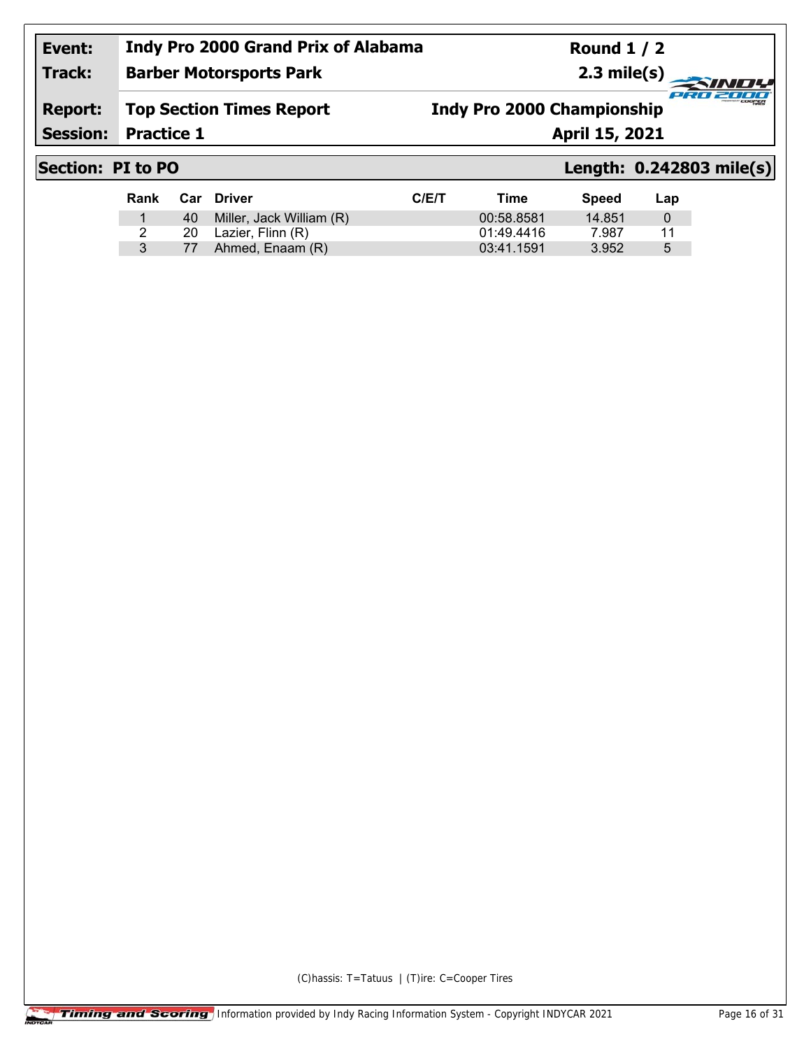| Event: | Indy Pro 2000 Grand Prix of Alabama | Round 1 / 2 |
|---|---|---|
| Track: | Barber Motorsports Park | 2.3 mile(s) |
| Report: | Top Section Times Report | Indy Pro 2000 Championship |
| Session: | Practice 1 | April 15, 2021 |

## Section: PI to PO

**Length: 0.242803 mile(s)**

| Rank | Car | Driver | C/E/T | Time | Speed | Lap |
|---|---|---|---|---|---|---|
| 1 | 40 | Miller, Jack William (R) | | 00:58.8581 | 14.851 | 0 |
| 2 | 20 | Lazier, Flinn (R) | | 01:49.4416 | 7.987 | 11 |
| 3 | 77 | Ahmed, Enaam (R) | | 03:41.1591 | 3.952 | 5 |

(C)hassis: T=Tatuus | (T)ire: C=Cooper Tires

Timing and Scoring | Information provided by Indy Racing Information System - Copyright INDYCAR 2021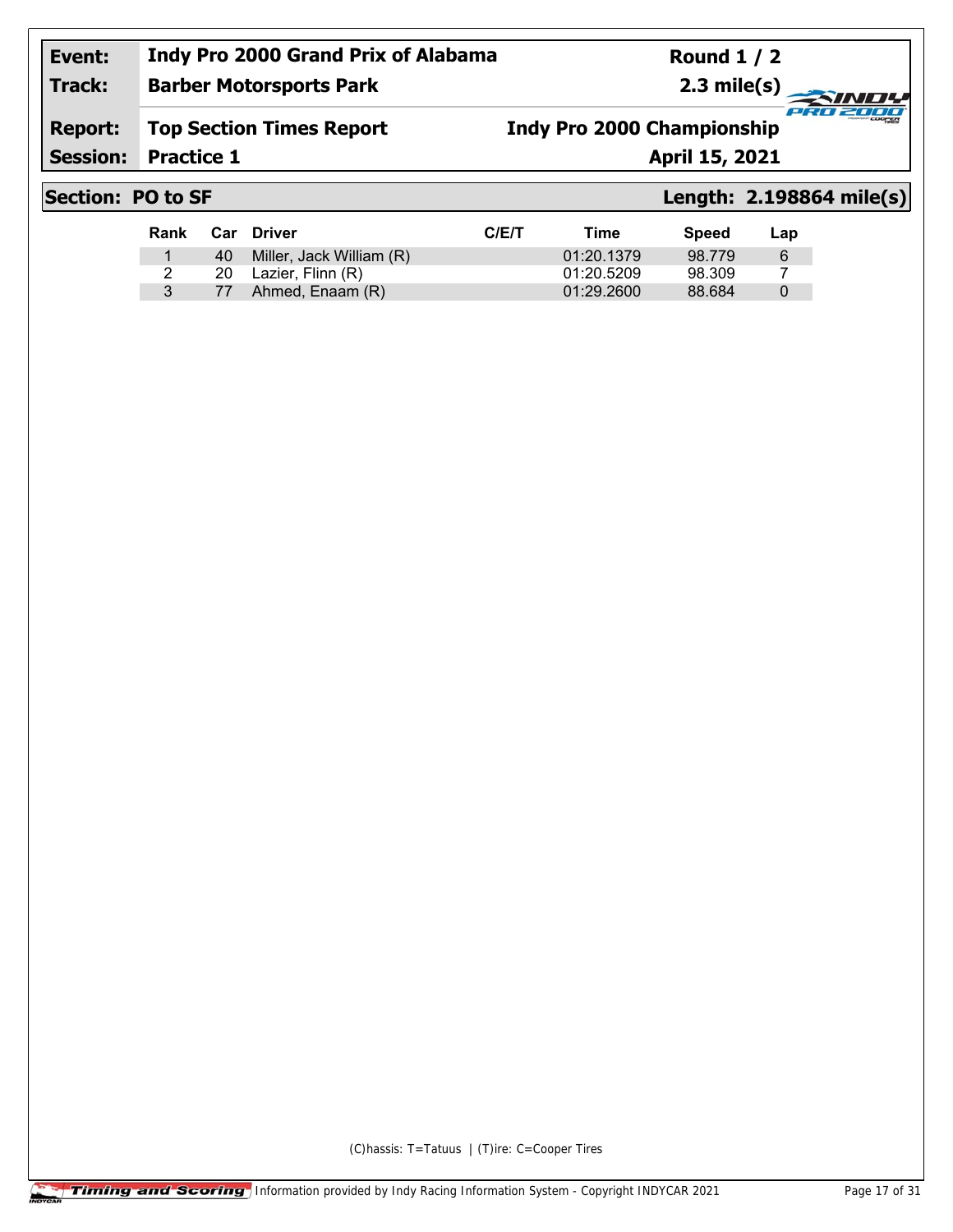| Event: | Indy Pro 2000 Grand Prix of Alabama | Round 1 / 2 |
|---|---|---|
| Track: | Barber Motorsports Park | 2.3 mile(s) |
| Report: | Top Section Times Report | Indy Pro 2000 Championship |
| Session: | Practice 1 | April 15, 2021 |

## Section: PO to SF

**Length: 2.198864 mile(s)**

| Rank | Car | Driver | C/E/T | Time | Speed | Lap |
|---|---|---|---|---|---|---|
| 1 | 40 | Miller, Jack William (R) | | 01:20.1379 | 98.779 | 6 |
| 2 | 20 | Lazier, Flinn (R) | | 01:20.5209 | 98.309 | 7 |
| 3 | 77 | Ahmed, Enaam (R) | | 01:29.2600 | 88.684 | 0 |

(C)hassis: T=Tatuus | (T)ire: C=Cooper Tires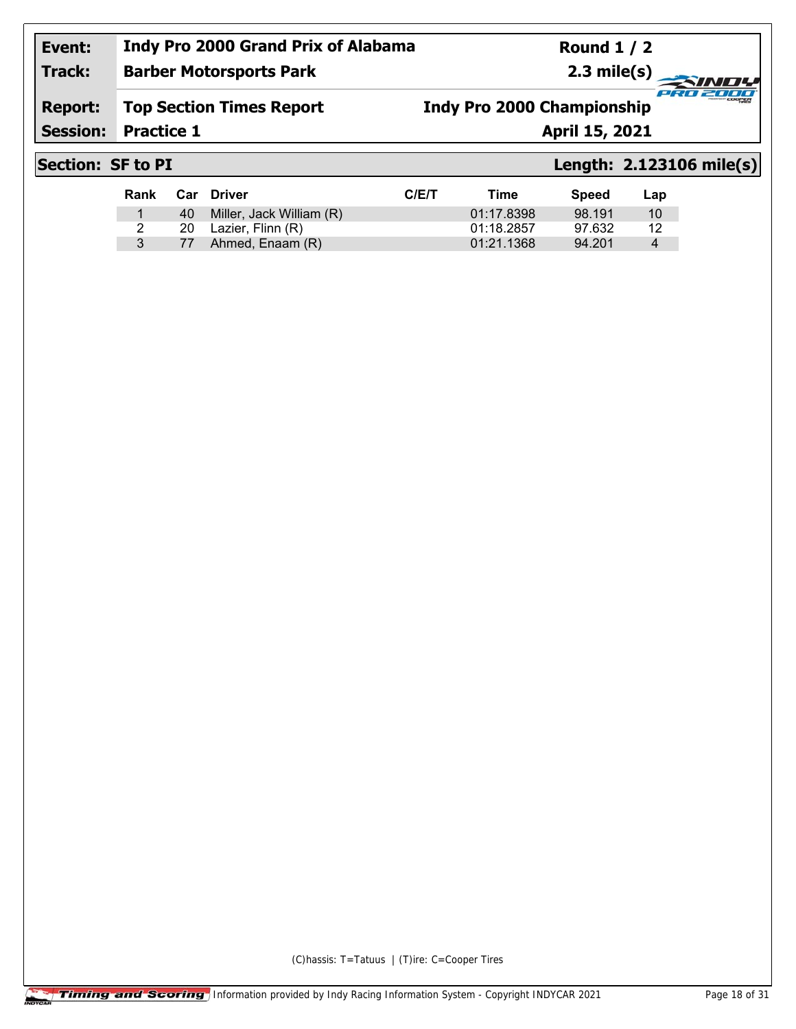| Event: | Indy Pro 2000 Grand Prix of Alabama | Round 1 / 2 |
|---|---|---|
| Track: | Barber Motorsports Park | 2.3 mile(s) |
| Report: | Top Section Times Report | Indy Pro 2000 Championship |
| Session: | Practice 1 | April 15, 2021 |

## Section: SF to PI — Length: 2.123106 mile(s)

| Rank | Car | Driver | C/E/T | Time | Speed | Lap |
|---|---|---|---|---|---|---|
| 1 | 40 | Miller, Jack William (R) | | 01:17.8398 | 98.191 | 10 |
| 2 | 20 | Lazier, Flinn (R) | | 01:18.2857 | 97.632 | 12 |
| 3 | 77 | Ahmed, Enaam (R) | | 01:21.1368 | 94.201 | 4 |

(C)hassis: T=Tatuus | (T)ire: C=Cooper Tires

Timing and Scoring Information provided by Indy Racing Information System - Copyright INDYCAR 2021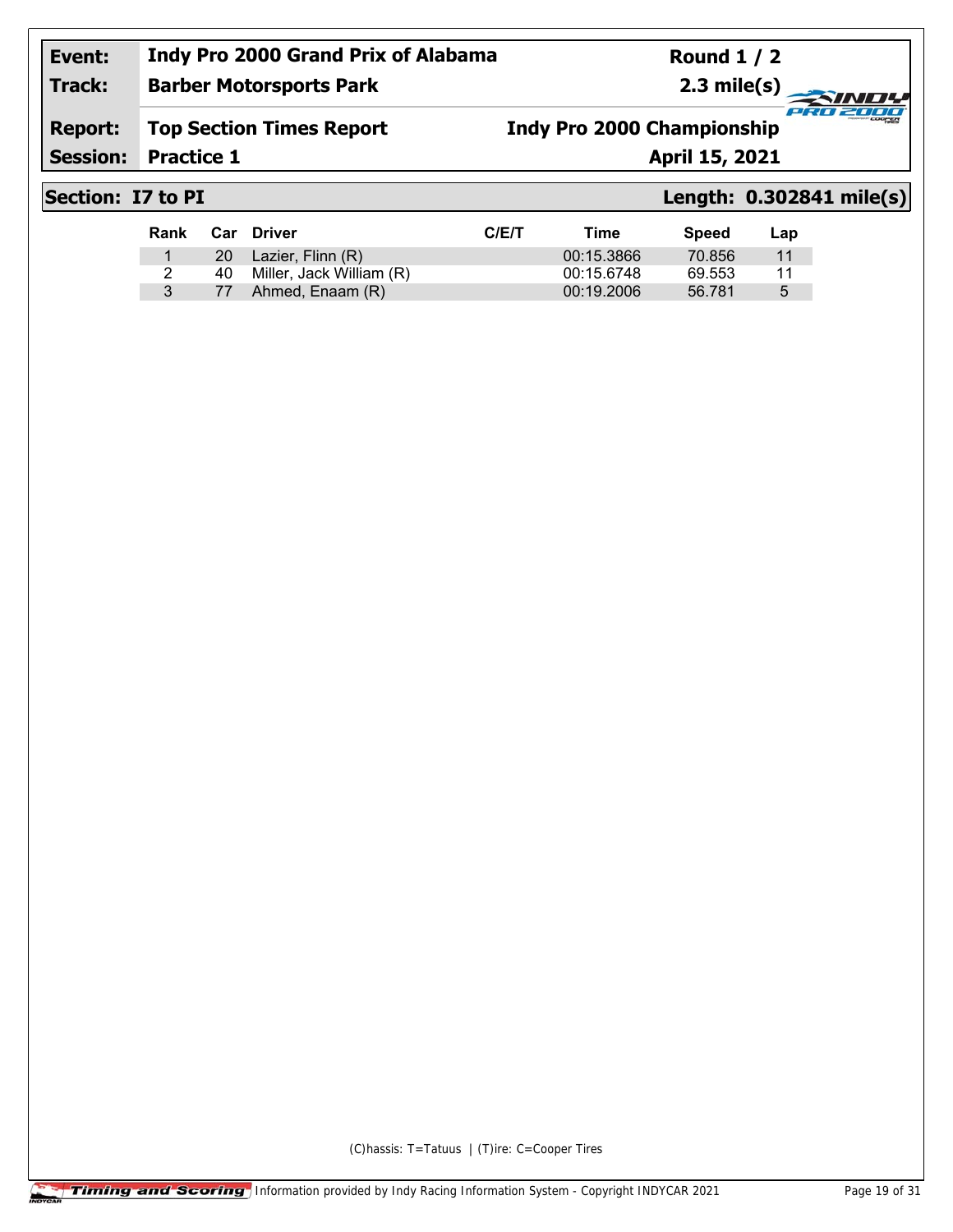| | | | |
|---|---|---|---|
| **Event:** | **Indy Pro 2000 Grand Prix of Alabama** | **Round 1 / 2** | |
| **Track:** | **Barber Motorsports Park** | **2.3 mile(s)** | |
| **Report:** | **Top Section Times Report** | **Indy Pro 2000 Championship** | |
| **Session:** | **Practice 1** | **April 15, 2021** | |

## Section: I7 to PI — Length: 0.302841 mile(s)

| Rank | Car | Driver | C/E/T | Time | Speed | Lap |
|---|---|---|---|---|---|---|
| 1 | 20 | Lazier, Flinn (R) | | 00:15.3866 | 70.856 | 11 |
| 2 | 40 | Miller, Jack William (R) | | 00:15.6748 | 69.553 | 11 |
| 3 | 77 | Ahmed, Enaam (R) | | 00:19.2006 | 56.781 | 5 |

(C)hassis: T=Tatuus | (T)ire: C=Cooper Tires

Timing and Scoring Information provided by Indy Racing Information System - Copyright INDYCAR 2021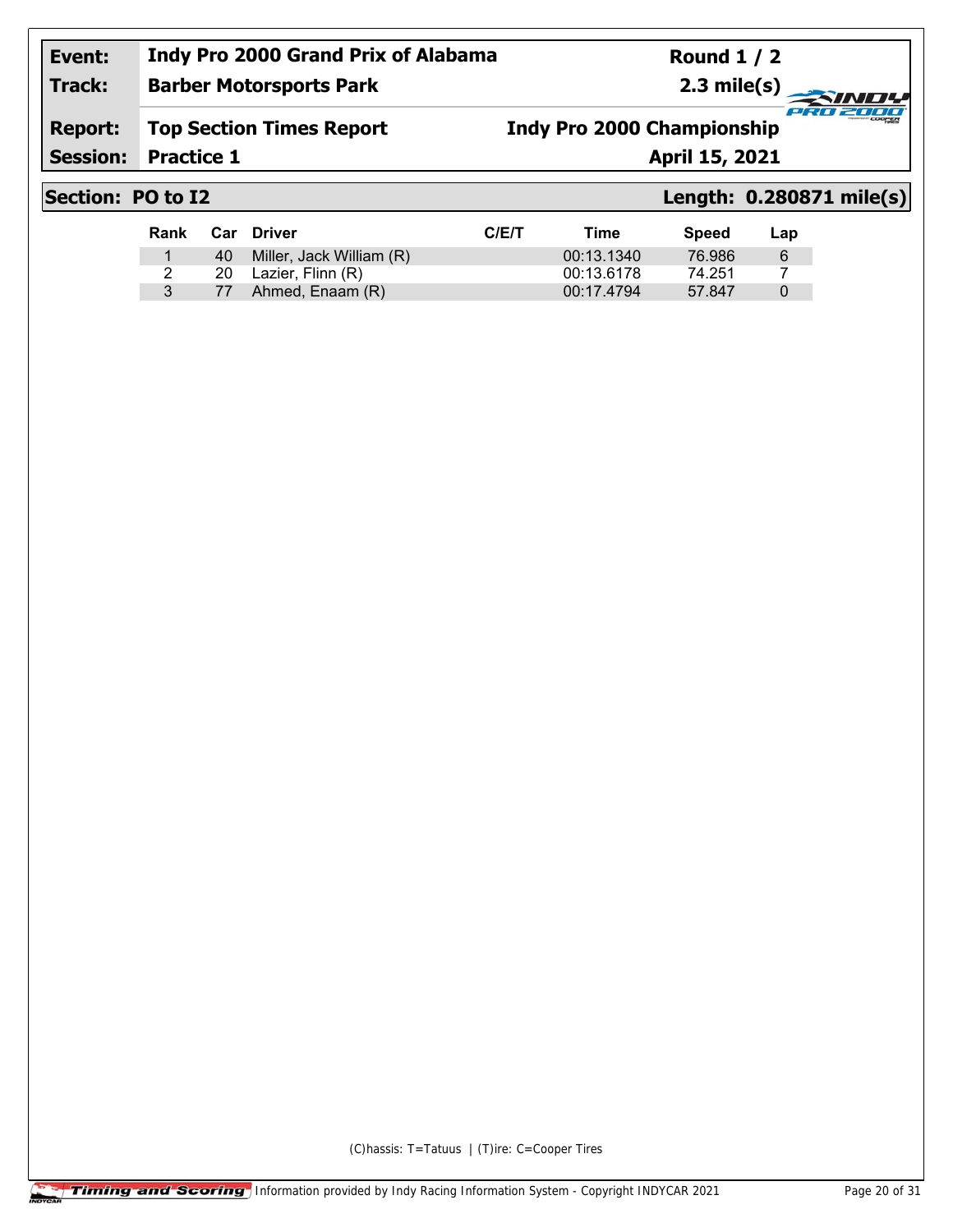| Event: | Indy Pro 2000 Grand Prix of Alabama | Round 1 / 2 |
|---|---|---|
| Track: | Barber Motorsports Park | 2.3 mile(s) |
| Report: | Top Section Times Report | Indy Pro 2000 Championship |
| Session: | Practice 1 | April 15, 2021 |

## Section: PO to I2 — Length: 0.280871 mile(s)

| Rank | Car | Driver | C/E/T | Time | Speed | Lap |
|---|---|---|---|---|---|---|
| 1 | 40 | Miller, Jack William (R) | | 00:13.1340 | 76.986 | 6 |
| 2 | 20 | Lazier, Flinn (R) | | 00:13.6178 | 74.251 | 7 |
| 3 | 77 | Ahmed, Enaam (R) | | 00:17.4794 | 57.847 | 0 |

(C)hassis: T=Tatuus | (T)ire: C=Cooper Tires

Timing and Scoring | Information provided by Indy Racing Information System - Copyright INDYCAR 2021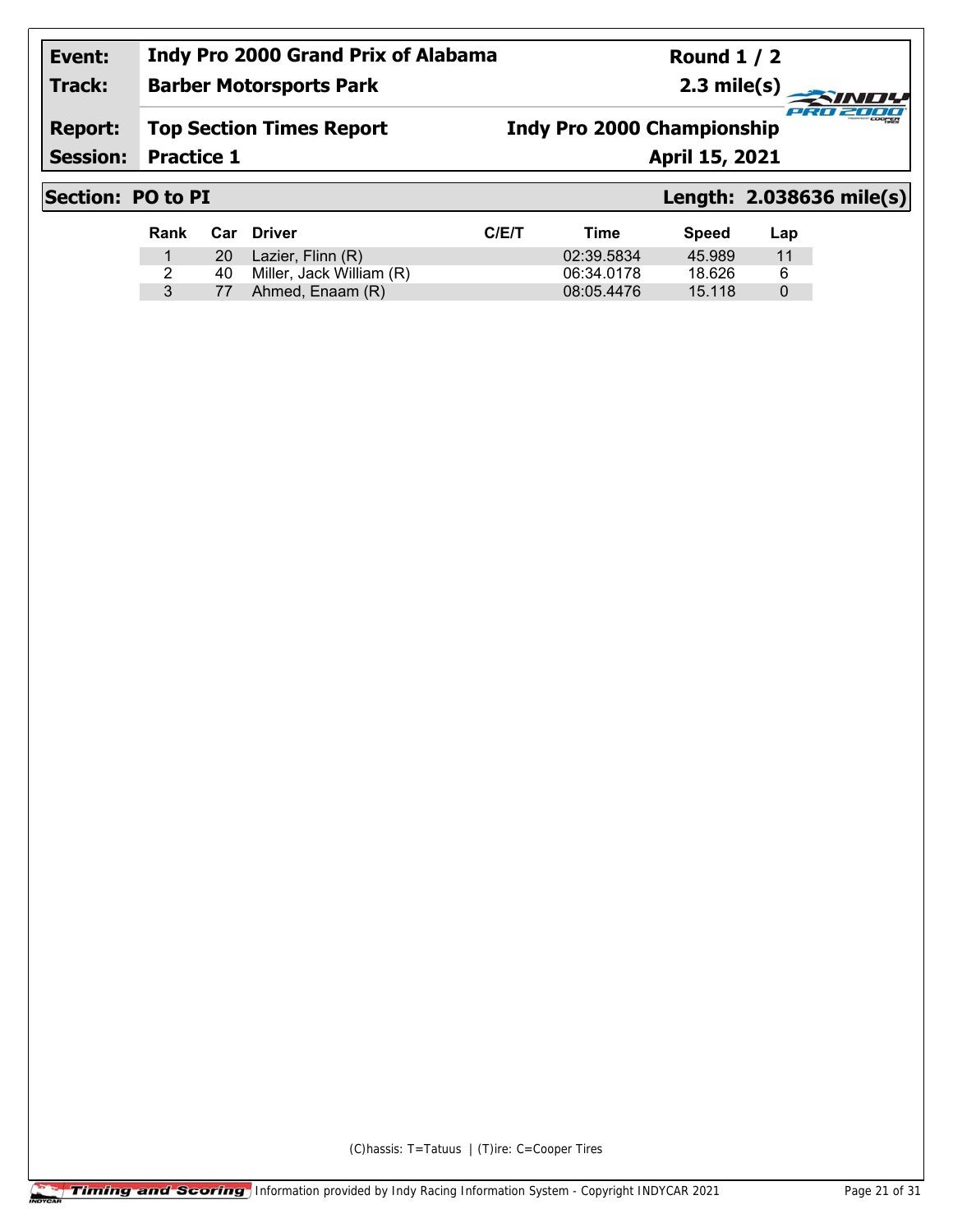| Event: | Indy Pro 2000 Grand Prix of Alabama | Round 1 / 2 |
|---|---|---|
| Track: | Barber Motorsports Park | 2.3 mile(s) |
| Report: | Top Section Times Report | Indy Pro 2000 Championship |
| Session: | Practice 1 | April 15, 2021 |

## Section: PO to PI — Length: 2.038636 mile(s)

| Rank | Car | Driver | C/E/T | Time | Speed | Lap |
|---|---|---|---|---|---|---|
| 1 | 20 | Lazier, Flinn (R) | | 02:39.5834 | 45.989 | 11 |
| 2 | 40 | Miller, Jack William (R) | | 06:34.0178 | 18.626 | 6 |
| 3 | 77 | Ahmed, Enaam (R) | | 08:05.4476 | 15.118 | 0 |

(C)hassis: T=Tatuus | (T)ire: C=Cooper Tires

Timing and Scoring | Information provided by Indy Racing Information System - Copyright INDYCAR 2021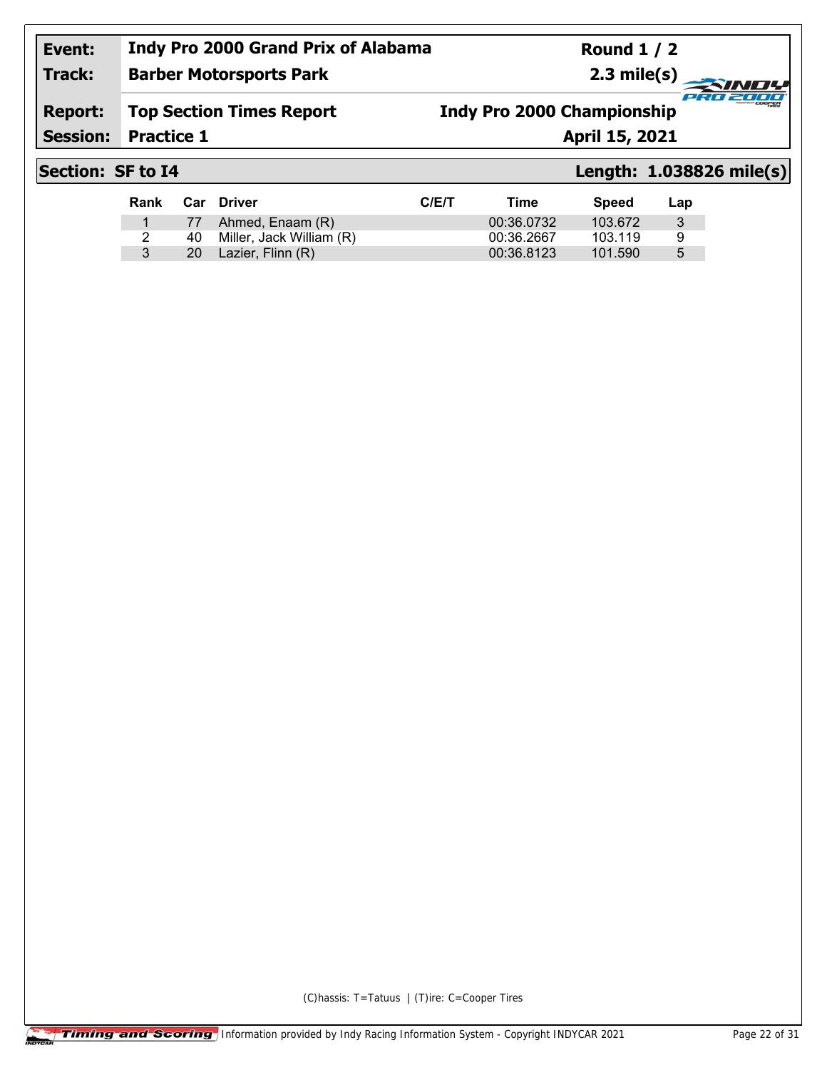| Event: | Indy Pro 2000 Grand Prix of Alabama | Round 1 / 2 |
|---|---|---|
| Track: | Barber Motorsports Park | 2.3 mile(s) |
| Report: | Top Section Times Report | Indy Pro 2000 Championship |
| Session: | Practice 1 | April 15, 2021 |

## Section: SF to I4 — Length: 1.038826 mile(s)

| Rank | Car | Driver | C/E/T | Time | Speed | Lap |
|---|---|---|---|---|---|---|
| 1 | 77 | Ahmed, Enaam (R) | | 00:36.0732 | 103.672 | 3 |
| 2 | 40 | Miller, Jack William (R) | | 00:36.2667 | 103.119 | 9 |
| 3 | 20 | Lazier, Flinn (R) | | 00:36.8123 | 101.590 | 5 |

(C)hassis: T=Tatuus | (T)ire: C=Cooper Tires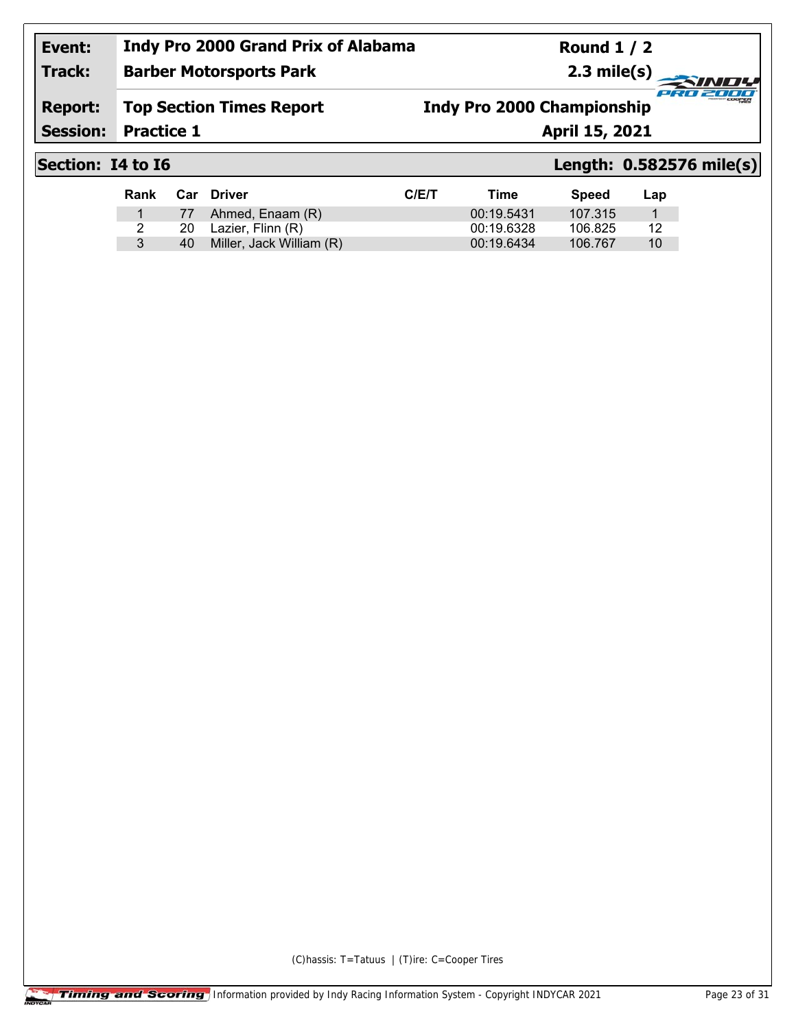| Event: | Indy Pro 2000 Grand Prix of Alabama | Round 1 / 2 |
|---|---|---|
| Track: | Barber Motorsports Park | 2.3 mile(s) |
| Report: | Top Section Times Report | Indy Pro 2000 Championship |
| Session: | Practice 1 | April 15, 2021 |

## Section: I4 to I6 — Length: 0.582576 mile(s)

| Rank | Car | Driver | C/E/T | Time | Speed | Lap |
|---|---|---|---|---|---|---|
| 1 | 77 | Ahmed, Enaam (R) | | 00:19.5431 | 107.315 | 1 |
| 2 | 20 | Lazier, Flinn (R) | | 00:19.6328 | 106.825 | 12 |
| 3 | 40 | Miller, Jack William (R) | | 00:19.6434 | 106.767 | 10 |

(C)hassis: T=Tatuus | (T)ire: C=Cooper Tires

Information provided by Indy Racing Information System - Copyright INDYCAR 2021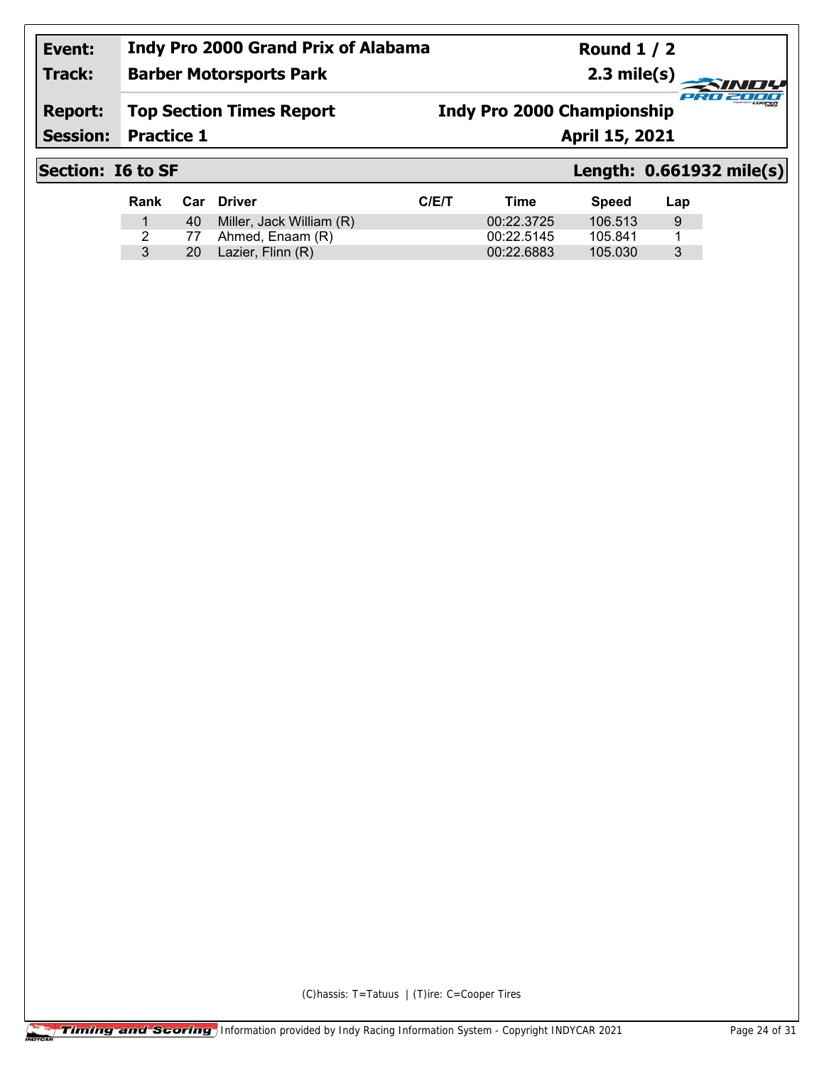| Event: | Indy Pro 2000 Grand Prix of Alabama | Round 1 / 2 |
|---|---|---|
| Track: | Barber Motorsports Park | 2.3 mile(s) |
| Report: | Top Section Times Report | Indy Pro 2000 Championship |
| Session: | Practice 1 | April 15, 2021 |

## Section: I6 to SF

**Length: 0.661932 mile(s)**

| Rank | Car | Driver | C/E/T | Time | Speed | Lap |
|---|---|---|---|---|---|---|
| 1 | 40 | Miller, Jack William (R) | | 00:22.3725 | 106.513 | 9 |
| 2 | 77 | Ahmed, Enaam (R) | | 00:22.5145 | 105.841 | 1 |
| 3 | 20 | Lazier, Flinn (R) | | 00:22.6883 | 105.030 | 3 |

(C)hassis: T=Tatuus | (T)ire: C=Cooper Tires

Timing and Scoring Information provided by Indy Racing Information System - Copyright INDYCAR 2021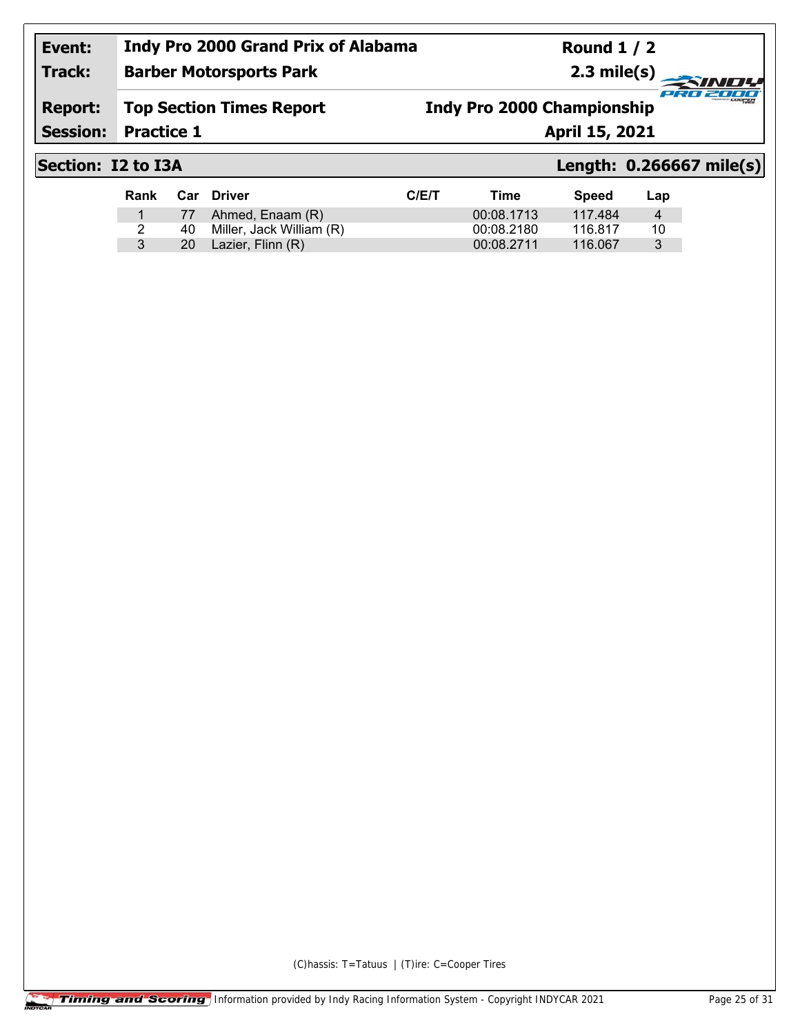| Event: | Indy Pro 2000 Grand Prix of Alabama | Round 1 / 2 |
| --- | --- | --- |
| Track: | Barber Motorsports Park | 2.3 mile(s) |
| Report: | Top Section Times Report | Indy Pro 2000 Championship |
| Session: | Practice 1 | April 15, 2021 |

## Section: I2 to I3A

**Length: 0.266667 mile(s)**

| Rank | Car | Driver | C/E/T | Time | Speed | Lap |
| --- | --- | --- | --- | --- | --- | --- |
| 1 | 77 | Ahmed, Enaam (R) | | 00:08.1713 | 117.484 | 4 |
| 2 | 40 | Miller, Jack William (R) | | 00:08.2180 | 116.817 | 10 |
| 3 | 20 | Lazier, Flinn (R) | | 00:08.2711 | 116.067 | 3 |

(C)hassis: T=Tatuus | (T)ire: C=Cooper Tires

Timing and Scoring Information provided by Indy Racing Information System - Copyright INDYCAR 2021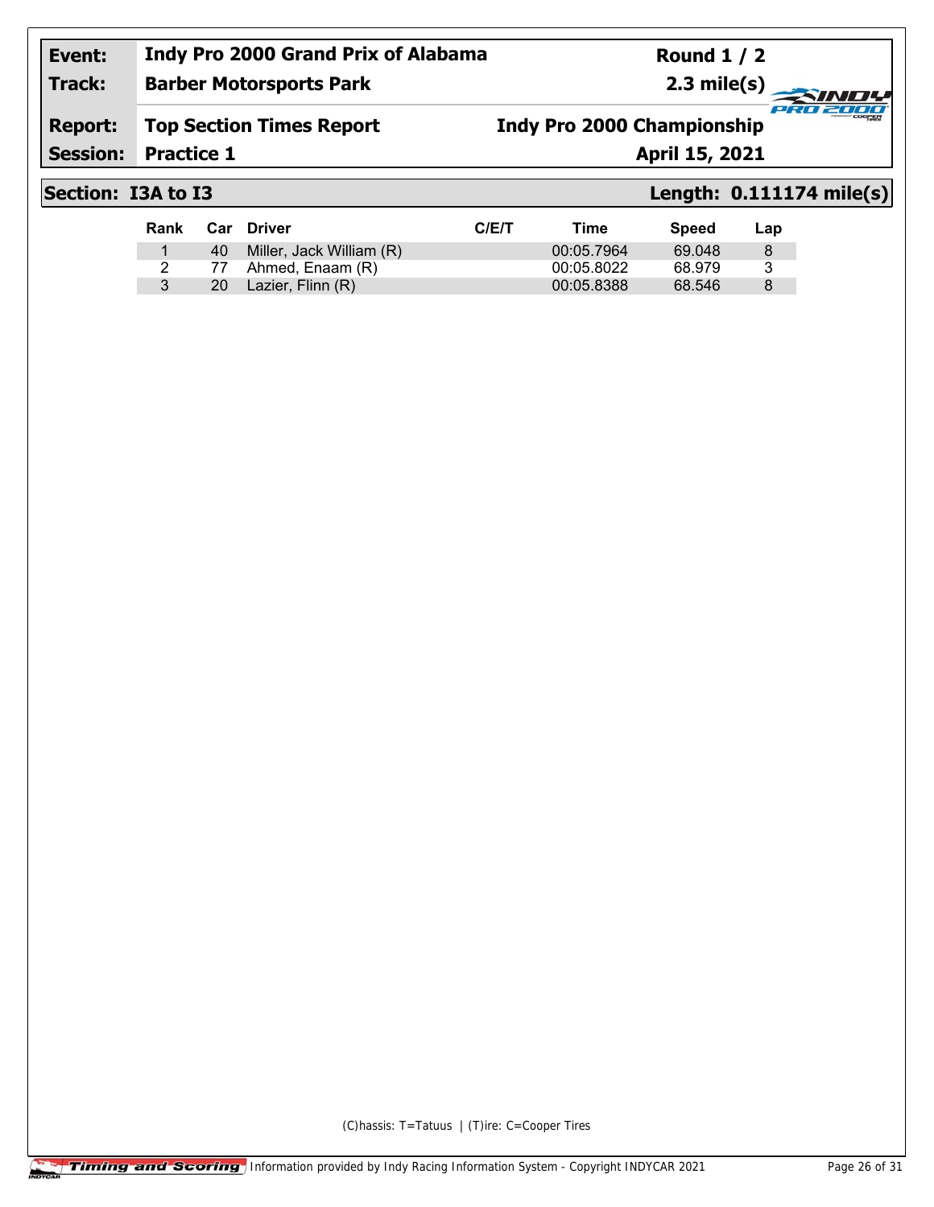| Event: | Indy Pro 2000 Grand Prix of Alabama | Round 1 / 2 |
|---|---|---|
| Track: | Barber Motorsports Park | 2.3 mile(s) |
| Report: | Top Section Times Report | Indy Pro 2000 Championship |
| Session: | Practice 1 | April 15, 2021 |

## Section: I3A to I3

**Length: 0.111174 mile(s)**

| Rank | Car | Driver | C/E/T | Time | Speed | Lap |
|---|---|---|---|---|---|---|
| 1 | 40 | Miller, Jack William (R) | | 00:05.7964 | 69.048 | 8 |
| 2 | 77 | Ahmed, Enaam (R) | | 00:05.8022 | 68.979 | 3 |
| 3 | 20 | Lazier, Flinn (R) | | 00:05.8388 | 68.546 | 8 |

(C)hassis: T=Tatuus | (T)ire: C=Cooper Tires

Timing and Scoring Information provided by Indy Racing Information System - Copyright INDYCAR 2021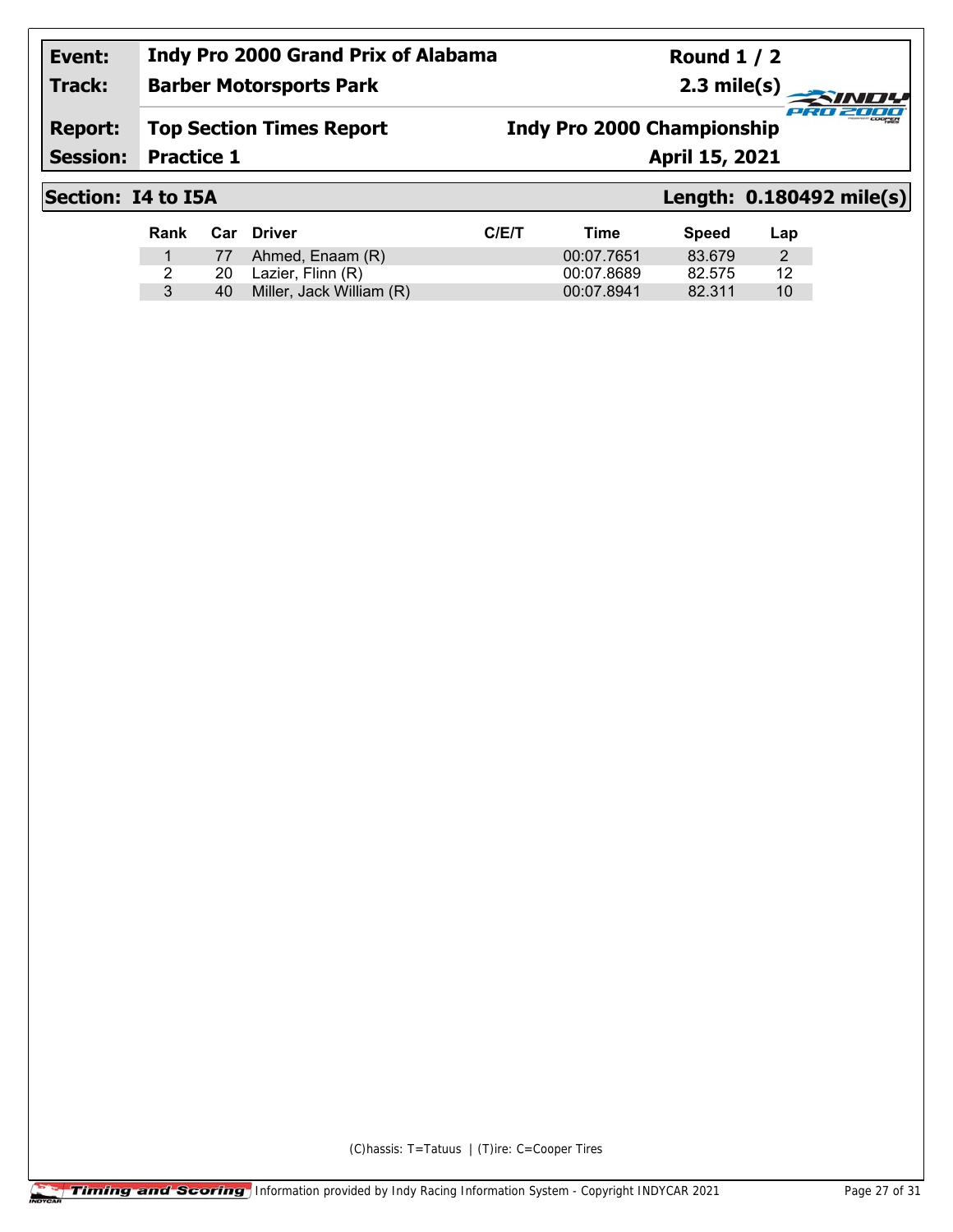| Event: | Indy Pro 2000 Grand Prix of Alabama | Round 1 / 2 |
|---|---|---|
| Track: | Barber Motorsports Park | 2.3 mile(s) |
| Report: | Top Section Times Report | Indy Pro 2000 Championship |
| Session: | Practice 1 | April 15, 2021 |

## Section: I4 to I5A — Length: 0.180492 mile(s)

| Rank | Car | Driver | C/E/T | Time | Speed | Lap |
|---|---|---|---|---|---|---|
| 1 | 77 | Ahmed, Enaam (R) | | 00:07.7651 | 83.679 | 2 |
| 2 | 20 | Lazier, Flinn (R) | | 00:07.8689 | 82.575 | 12 |
| 3 | 40 | Miller, Jack William (R) | | 00:07.8941 | 82.311 | 10 |

(C)hassis: T=Tatuus | (T)ire: C=Cooper Tires

Timing and Scoring | Information provided by Indy Racing Information System - Copyright INDYCAR 2021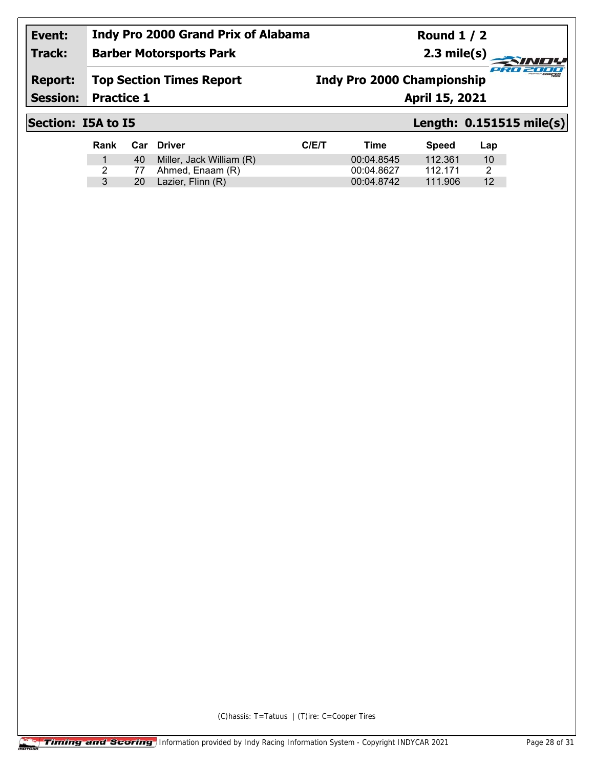| | | | |
|---|---|---|---|
| **Event:** | **Indy Pro 2000 Grand Prix of Alabama** | **Round 1 / 2** | |
| **Track:** | **Barber Motorsports Park** | **2.3 mile(s)** | |
| **Report:** | **Top Section Times Report** | **Indy Pro 2000 Championship** | |
| **Session:** | **Practice 1** | **April 15, 2021** | |

## Section: I5A to I5 — Length: 0.151515 mile(s)

| Rank | Car | Driver | C/E/T | Time | Speed | Lap |
|---|---|---|---|---|---|---|
| 1 | 40 | Miller, Jack William (R) | | 00:04.8545 | 112.361 | 10 |
| 2 | 77 | Ahmed, Enaam (R) | | 00:04.8627 | 112.171 | 2 |
| 3 | 20 | Lazier, Flinn (R) | | 00:04.8742 | 111.906 | 12 |

(C)hassis: T=Tatuus | (T)ire: C=Cooper Tires

Timing and Scoring Information provided by Indy Racing Information System - Copyright INDYCAR 2021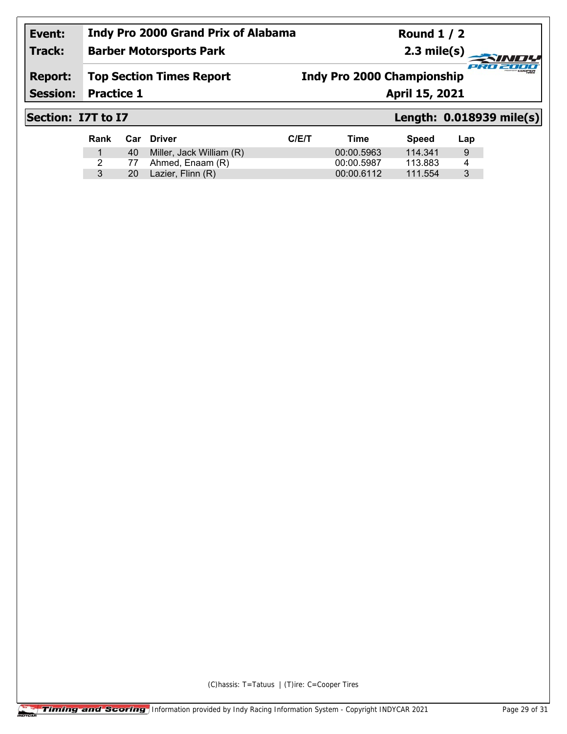| Event: | Indy Pro 2000 Grand Prix of Alabama | Round 1 / 2 |
|---|---|---|
| Track: | Barber Motorsports Park | 2.3 mile(s) |
| Report: | Top Section Times Report | Indy Pro 2000 Championship |
| Session: | Practice 1 | April 15, 2021 |

## Section: I7T to I7 — Length: 0.018939 mile(s)

| Rank | Car | Driver | C/E/T | Time | Speed | Lap |
|---|---|---|---|---|---|---|
| 1 | 40 | Miller, Jack William (R) | | 00:00.5963 | 114.341 | 9 |
| 2 | 77 | Ahmed, Enaam (R) | | 00:00.5987 | 113.883 | 4 |
| 3 | 20 | Lazier, Flinn (R) | | 00:00.6112 | 111.554 | 3 |

(C)hassis: T=Tatuus | (T)ire: C=Cooper Tires

Timing and Scoring Information provided by Indy Racing Information System - Copyright INDYCAR 2021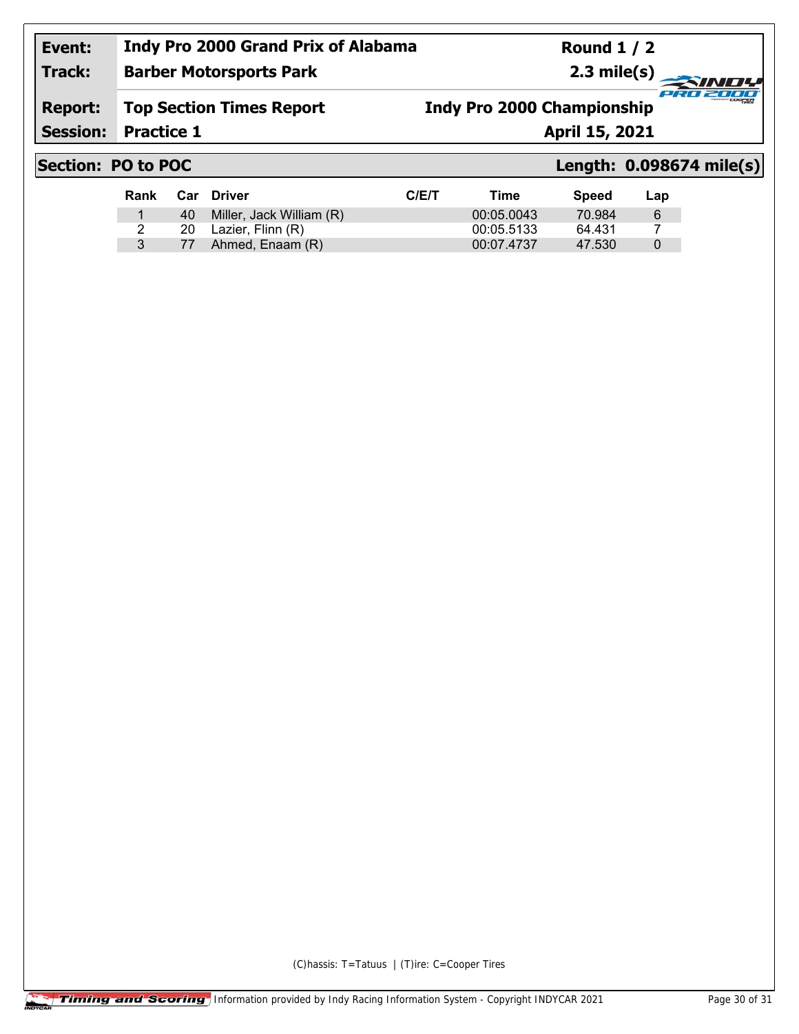| | | | |
|---|---|---|---|
| **Event:** | **Indy Pro 2000 Grand Prix of Alabama** | | **Round 1 / 2** |
| **Track:** | **Barber Motorsports Park** | | **2.3 mile(s)** |
| **Report:** | **Top Section Times Report** | **Indy Pro 2000 Championship** | |
| **Session:** | **Practice 1** | | **April 15, 2021** |

## Section: PO to POC — Length: 0.098674 mile(s)

| Rank | Car | Driver | C/E/T | Time | Speed | Lap |
|---|---|---|---|---|---|---|
| 1 | 40 | Miller, Jack William (R) | | 00:05.0043 | 70.984 | 6 |
| 2 | 20 | Lazier, Flinn (R) | | 00:05.5133 | 64.431 | 7 |
| 3 | 77 | Ahmed, Enaam (R) | | 00:07.4737 | 47.530 | 0 |

(C)hassis: T=Tatuus | (T)ire: C=Cooper Tires

Timing and Scoring | Information provided by Indy Racing Information System - Copyright INDYCAR 2021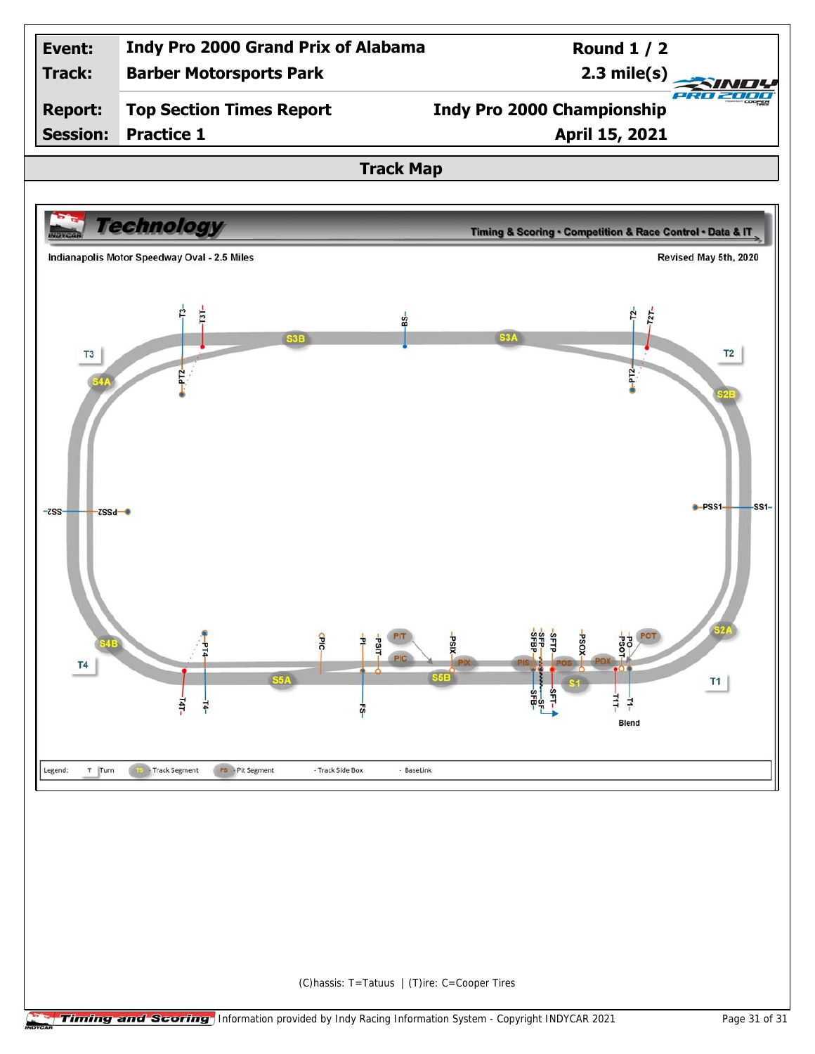| | | | |
|---|---|---|---|
| **Event:** | **Indy Pro 2000 Grand Prix of Alabama** | **Round 1 / 2** | |
| **Track:** | **Barber Motorsports Park** | **2.3 mile(s)** | |
| **Report:** | **Top Section Times Report** | **Indy Pro 2000 Championship** | |
| **Session:** | **Practice 1** | **April 15, 2021** | |

## Track Map

Technology

Timing & Scoring • Competition & Race Control • Data & IT

Indianapolis Motor Speedway Oval - 2.5 Miles

Revised May 5th, 2020

T3 T3T BS T2 T2T T3 T2 S3B S3A S4A PT2 PT2 S2B SS2 PSS2 PSS1 SS1 S4B PT4 PIC PI PSIT PIT PIC PSIX PIX PIS SFBP SFP SFTP POS PSOX POX PSOT PO POT S2A T4 S5A S5B S1 T1 T4T T4 FS SFB SF SFT T1T T1 Blend

Legend: T Turn TS Track Segment PS Pit Segment - Track Side Box - BaseLink

(C)hassis: T=Tatuus | (T)ire: C=Cooper Tires